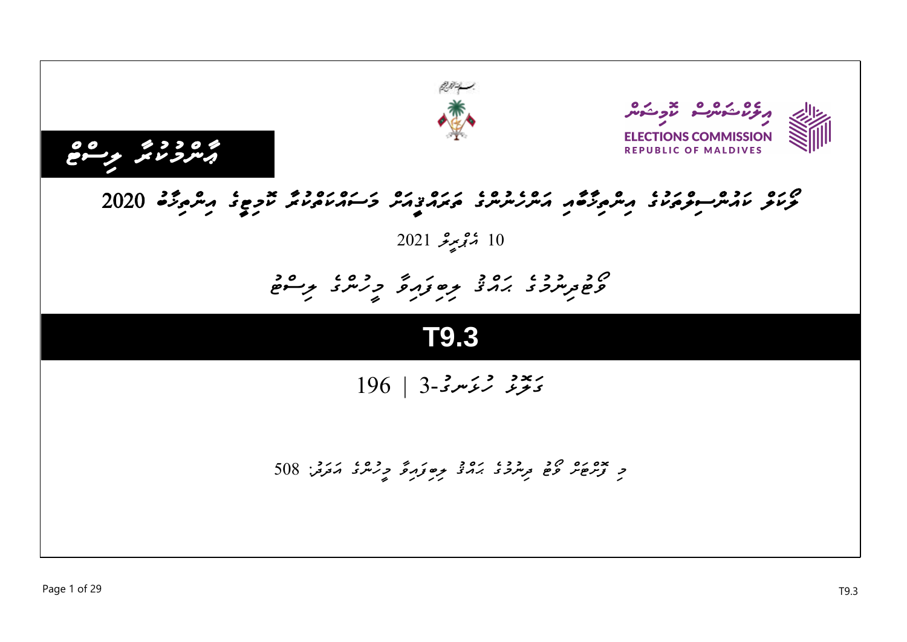ELECTIONS COMMISSION
REPUBLIC OF MALDIVES

އިންތިޚާބުތަކާބެހޭ ކޮމިޝަން

އާންމުކުރާ ލިސްޓު

# ލޯކަލް ކައުންސިލްތަކުގެ އިންތިޚާބާއި އަންހެނުންގެ ތަރައްޤީއަށް މަސައްކަތްކުރާ ކޮމިޓީގެ އިންތިޚާބު 2020

10 އޭޕްރީލް 2021

ވޯޓުދިނުމުގެ ޙައްޤު ލިބިފައިވާ މީހުންގެ ލިސްޓު

# T9.3

ގަލޮޅު ހުޅަނގު-3 | 196

މި ފޯމްބަން ވޯޓު ދިނުމުގެ ޙައްޤު ލިބިފައިވާ މީހުންގެ އަދަދު: 508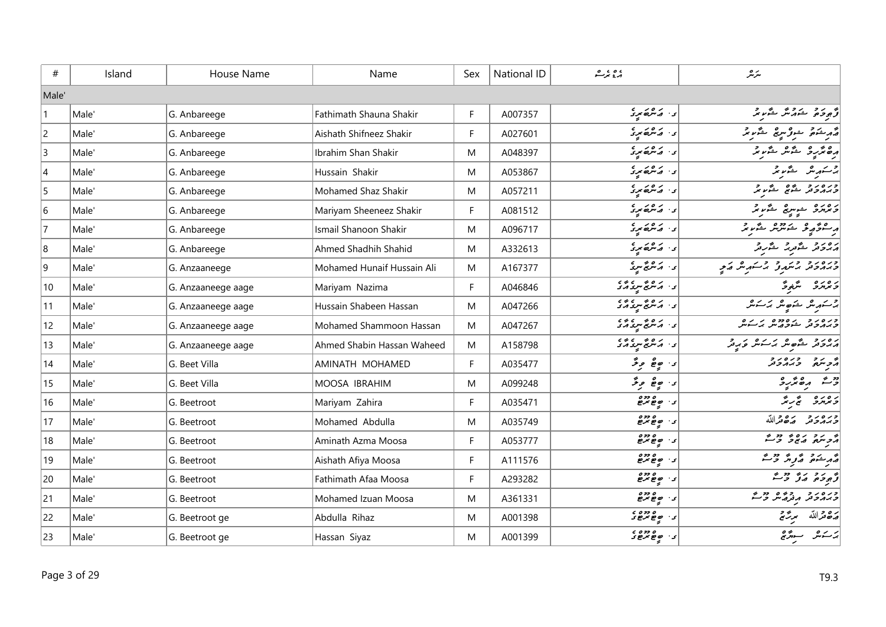| # | Island | House Name | Name | Sex | National ID | ދާއިރާ | ނަން |
|---|---|---|---|---|---|---|---|
| Male' | | | | | | | |
| 1 | Male' | G. Anbareege | Fathimath Shauna Shakir | F | A007357 | ގ. އަންބަރީގެ | ފާތިމަތު ޝައުނާ ޝާކިރު |
| 2 | Male' | G. Anbareege | Aishath Shifneez Shakir | F | A027601 | ގ. އަންބަރީގެ | އާއިޝަތު ޝިފްނީޒު ޝާކިރު |
| 3 | Male' | G. Anbareege | Ibrahim Shan Shakir | M | A048397 | ގ. އަންބަރީގެ | އިބްރާހީމް ޝާން ޝާކިރު |
| 4 | Male' | G. Anbareege | Hussain Shakir | M | A053867 | ގ. އަންބަރީގެ | ހުސައިން ޝާކިރު |
| 5 | Male' | G. Anbareege | Mohamed Shaz Shakir | M | A057211 | ގ. އަންބަރީގެ | މުޙައްމަދު ޝާޒް ޝާކިރު |
| 6 | Male' | G. Anbareege | Mariyam Sheeneez Shakir | F | A081512 | ގ. އަންބަރީގެ | މަރިޔަމް ޝީނީޒް ޝާކިރު |
| 7 | Male' | G. Anbareege | Ismail Shanoon Shakir | M | A096717 | ގ. އަންބަރީގެ | އިސްމާޢީލް ޝަނޫން ޝާކިރު |
| 8 | Male' | G. Anbareege | Ahmed Shadhih Shahid | M | A332613 | ގ. އަންބަރީގެ | އަޙްމަދު ޝާދިހު ޝާހިދު |
| 9 | Male' | G. Anzaaneege | Mohamed Hunaif Hussain Ali | M | A167377 | ގ. އަންޒާނީގެ | މުޙައްމަދު ހުނައިފު ހުސައިން ޢަލި |
| 10 | Male' | G. Anzaaneege aage | Mariyam Nazima | F | A046846 | ގ. އަންޒާނީގެއާގެ | މަރިޔަމް ނާޒިމާ |
| 11 | Male' | G. Anzaaneege aage | Hussain Shabeen Hassan | M | A047266 | ގ. އަންޒާނީގެއާގެ | ހުސައިން ޝަބީން ހަސަން |
| 12 | Male' | G. Anzaaneege aage | Mohamed Shammoon Hassan | M | A047267 | ގ. އަންޒާނީގެއާގެ | މުޙައްމަދު ޝައްމޫން ހަސަން |
| 13 | Male' | G. Anzaaneege aage | Ahmed Shabin Hassan Waheed | M | A158798 | ގ. އަންޒާނީގެއާގެ | އަޙްމަދު ޝާބިން ހަސަން ވަޙީދު |
| 14 | Male' | G. Beet Villa | AMINATH MOHAMED | F | A035477 | ގ. ބީޓް ވިލާ | އާމިނަތު މުޙައްމަދު |
| 15 | Male' | G. Beet Villa | MOOSA IBRAHIM | M | A099248 | ގ. ބީޓް ވިލާ | މޫސާ އިބްރާހީމް |
| 16 | Male' | G. Beetroot | Mariyam Zahira | F | A035471 | ގ. ބީޓްރޫޓް | މަރިޔަމް ޒާހިރާ |
| 17 | Male' | G. Beetroot | Mohamed Abdulla | M | A035749 | ގ. ބީޓްރޫޓް | މުޙައްމަދު ޢަބްދުاللهِ |
| 18 | Male' | G. Beetroot | Aminath Azma Moosa | F | A053777 | ގ. ބީޓްރޫޓް | އާމިނަތު އަޒްމާ މޫސާ |
| 19 | Male' | G. Beetroot | Aishath Afiya Moosa | F | A111576 | ގ. ބީޓްރޫޓް | އާއިޝަތު އާފިޔާ މޫސާ |
| 20 | Male' | G. Beetroot | Fathimath Afaa Moosa | F | A293282 | ގ. ބީޓްރޫޓް | ފާތިމަތު އަފާ މޫސާ |
| 21 | Male' | G. Beetroot | Mohamed Izuan Moosa | M | A361331 | ގ. ބީޓްރޫޓް | މުޙައްމަދު އިޒުއާން މޫސާ |
| 22 | Male' | G. Beetroot ge | Abdulla Rihaz | M | A001398 | ގ. ބީޓްރޫޓްގެ | ޢަބްދުاللهِ ރިހާޒު |
| 23 | Male' | G. Beetroot ge | Hassan Siyaz | M | A001399 | ގ. ބީޓްރޫޓްގެ | ހަސަން ސިޔާޒު |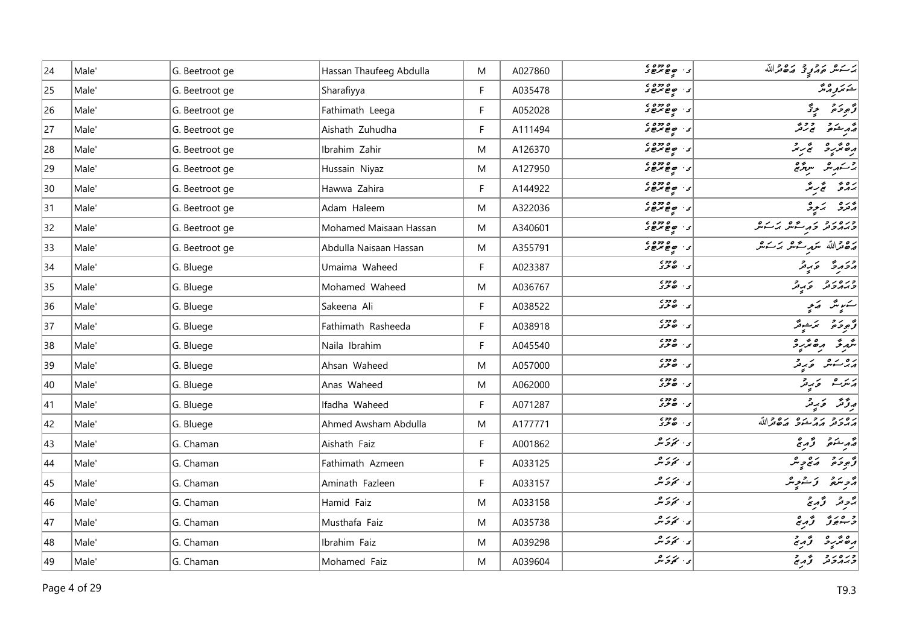| 24 | Male' | G. Beetroot ge | Hassan Thaufeeg Abdulla | M | A027860 | ގ. ބީޓްރޫޓްގެ | ހަސަން ތައުފީގު އަބްދުﷲ |
|---|---|---|---|---|---|---|---|
| 25 | Male' | G. Beetroot ge | Sharafiyya | F | A035478 | ގ. ބީޓްރޫޓްގެ | ޝަރަފިއްޔާ |
| 26 | Male' | G. Beetroot ge | Fathimath Leega | F | A052028 | ގ. ބީޓްރޫޓްގެ | ފާތިމަތު ލީގާ |
| 27 | Male' | G. Beetroot ge | Aishath Zuhudha | F | A111494 | ގ. ބީޓްރޫޓްގެ | އާއިޝަތު ޒުހުދާ |
| 28 | Male' | G. Beetroot ge | Ibrahim Zahir | M | A126370 | ގ. ބީޓްރޫޓްގެ | އިބްރާހިމް ޒާހިރު |
| 29 | Male' | G. Beetroot ge | Hussain Niyaz | M | A127950 | ގ. ބީޓްރޫޓްގެ | ހުސައިން ނިޔާޒް |
| 30 | Male' | G. Beetroot ge | Hawwa Zahira | F | A144922 | ގ. ބީޓްރޫޓްގެ | ހައްވާ ޒާހިރާ |
| 31 | Male' | G. Beetroot ge | Adam Haleem | M | A322036 | ގ. ބީޓްރޫޓްގެ | އާދަމް ހަލީމް |
| 32 | Male' | G. Beetroot ge | Mohamed Maisaan Hassan | M | A340601 | ގ. ބީޓްރޫޓްގެ | މުޙައްމަދު މައިސާން ހަސަން |
| 33 | Male' | G. Beetroot ge | Abdulla Naisaan Hassan | M | A355791 | ގ. ބީޓްރޫޓްގެ | އަބްދުﷲ ނައިސާން ހަސަން |
| 34 | Male' | G. Bluege | Umaima Waheed | F | A023387 | ގ. ބުލޫގެ | އުމައިމާ ވަހީދު |
| 35 | Male' | G. Bluege | Mohamed Waheed | M | A036767 | ގ. ބުލޫގެ | މުޙައްމަދު ވަހީދު |
| 36 | Male' | G. Bluege | Sakeena Ali | F | A038522 | ގ. ބުލޫގެ | ސަކީނާ ޢަލީ |
| 37 | Male' | G. Bluege | Fathimath Rasheeda | F | A038918 | ގ. ބުލޫގެ | ފާތިމަތު ރަޝީދާ |
| 38 | Male' | G. Bluege | Naila Ibrahim | F | A045540 | ގ. ބުލޫގެ | ނާއިލާ އިބްރާހިމް |
| 39 | Male' | G. Bluege | Ahsan Waheed | M | A057000 | ގ. ބުލޫގެ | އަޙްސަން ވަހީދު |
| 40 | Male' | G. Bluege | Anas Waheed | M | A062000 | ގ. ބުލޫގެ | އަނަސް ވަހީދު |
| 41 | Male' | G. Bluege | Ifadha Waheed | F | A071287 | ގ. ބުލޫގެ | އިފާދާ ވަހީދު |
| 42 | Male' | G. Bluege | Ahmed Awsham Abdulla | M | A177771 | ގ. ބުލޫގެ | އަޙްމަދު އައުޝަމް އަބްދުﷲ |
| 43 | Male' | G. Chaman | Aishath Faiz | F | A001862 | ގ. ޗަމަން | އާއިޝަތު ފާއިޒު |
| 44 | Male' | G. Chaman | Fathimath Azmeen | F | A033125 | ގ. ޗަމަން | ފާތިމަތު އަޒްމީން |
| 45 | Male' | G. Chaman | Aminath Fazleen | F | A033157 | ގ. ޗަމަން | އާމިނަތު ފަޟްލީން |
| 46 | Male' | G. Chaman | Hamid Faiz | M | A033158 | ގ. ޗަމަން | ހާމިދު ފާއިޒު |
| 47 | Male' | G. Chaman | Musthafa Faiz | M | A035738 | ގ. ޗަމަން | މުސްތަފާ ފާއިޒު |
| 48 | Male' | G. Chaman | Ibrahim Faiz | M | A039298 | ގ. ޗަމަން | އިބްރާހިމް ފާއިޒު |
| 49 | Male' | G. Chaman | Mohamed Faiz | M | A039604 | ގ. ޗަމަން | މުޙައްމަދު ފާއިޒު |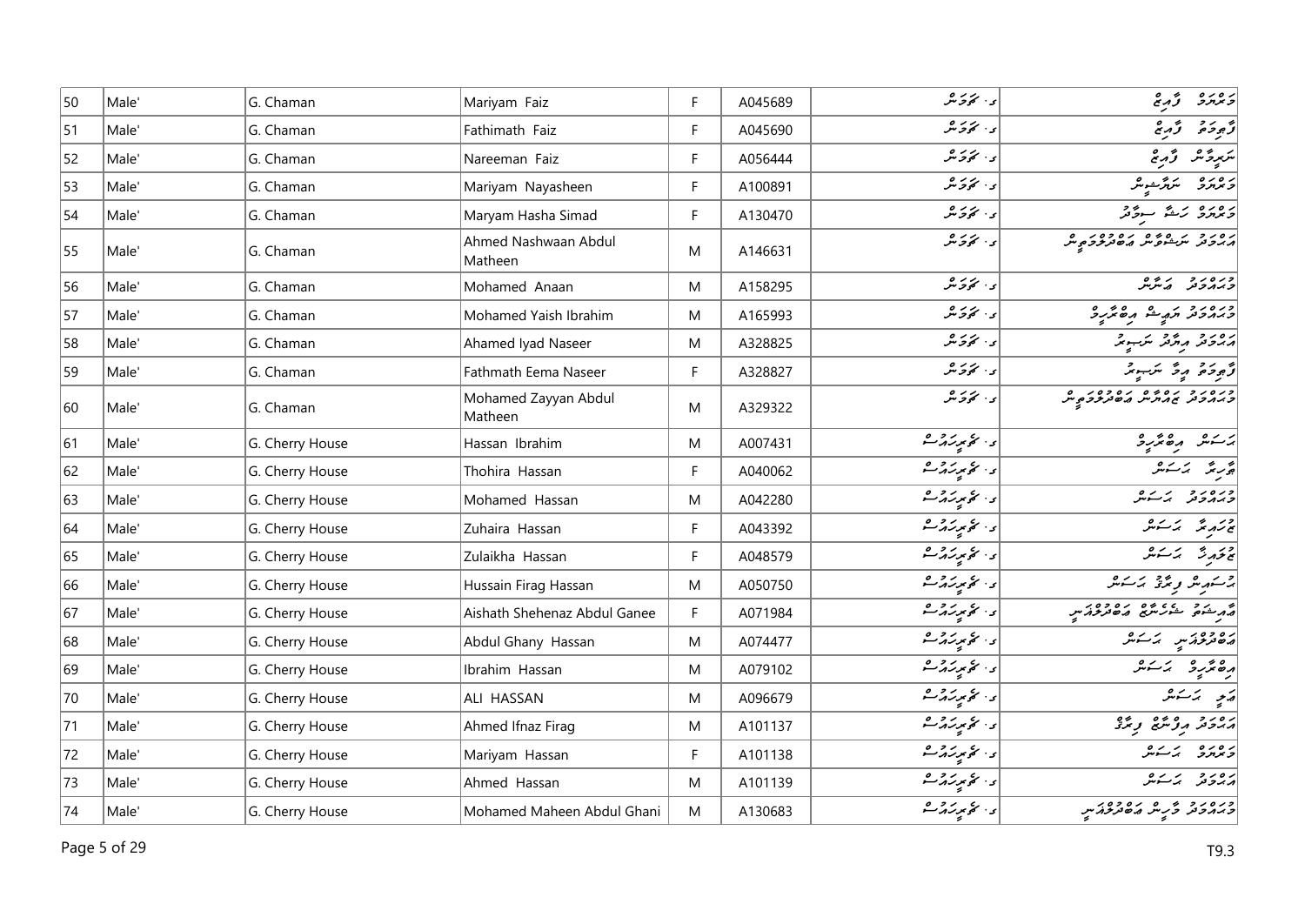| 50 | Male' | G. Chaman | Mariyam Faiz | F | A045689 | ގ. ޗަމަން | މަރިޔަމް ފާއިޒް |
|---|---|---|---|---|---|---|---|
| 51 | Male' | G. Chaman | Fathimath Faiz | F | A045690 | ގ. ޗަމަން | ފާތިމަތު ފާއިޒް |
| 52 | Male' | G. Chaman | Nareeman Faiz | F | A056444 | ގ. ޗަމަން | ނަރީމާން ފާއިޒް |
| 53 | Male' | G. Chaman | Mariyam Nayasheen | F | A100891 | ގ. ޗަމަން | މަރިޔަމް ނަޔާޝީން |
| 54 | Male' | G. Chaman | Maryam Hasha Simad | F | A130470 | ގ. ޗަމަން | މަރްޔަމް ހަޝާ ސިމާދު |
| 55 | Male' | G. Chaman | Ahmed Nashwaan Abdul Matheen | M | A146631 | ގ. ޗަމަން | އަޙްމަދު ނަޝްވާން އަބްދުލްމަތީން |
| 56 | Male' | G. Chaman | Mohamed Anaan | M | A158295 | ގ. ޗަމަން | މުޙައްމަދު އަނާން |
| 57 | Male' | G. Chaman | Mohamed Yaish Ibrahim | M | A165993 | ގ. ޗަމަން | މުޙައްމަދު ޔައިޝް އިބްރާހީމް |
| 58 | Male' | G. Chaman | Ahamed Iyad Naseer | M | A328825 | ގ. ޗަމަން | އަޙްމަދު އިޔާދު ނަސީރު |
| 59 | Male' | G. Chaman | Fathmath Eema Naseer | F | A328827 | ގ. ޗަމަން | ފާތިމަތު އީމާ ނަސީރު |
| 60 | Male' | G. Chaman | Mohamed Zayyan Abdul Matheen | M | A329322 | ގ. ޗަމަން | މުޙައްމަދު ޒައްޔާން އަބްދުލްމަތީން |
| 61 | Male' | G. Cherry House | Hassan Ibrahim | M | A007431 | ގ. ޗެރީހައުސް | ޙަސަން އިބްރާހީމް |
| 62 | Male' | G. Cherry House | Thohira Hassan | F | A040062 | ގ. ޗެރީހައުސް | ޠާހިރާ ޙަސަން |
| 63 | Male' | G. Cherry House | Mohamed Hassan | M | A042280 | ގ. ޗެރީހައުސް | މުޙައްމަދު ޙަސަން |
| 64 | Male' | G. Cherry House | Zuhaira Hassan | F | A043392 | ގ. ޗެރީހައުސް | ޒުހައިރާ ޙަސަން |
| 65 | Male' | G. Cherry House | Zulaikha Hassan | F | A048579 | ގ. ޗެރީހައުސް | ޒުލައިޚާ ޙަސަން |
| 66 | Male' | G. Cherry House | Hussain Firag Hassan | M | A050750 | ގ. ޗެރީހައުސް | ޙުސައިން ފިރާގު ޙަސަން |
| 67 | Male' | G. Cherry House | Aishath Shehenaz Abdul Ganee | F | A071984 | ގ. ޗެރީހައުސް | އައިޝަތު ޝެހެނާޒް އަބްދުލްޣަނީ |
| 68 | Male' | G. Cherry House | Abdul Ghany Hassan | M | A074477 | ގ. ޗެރީހައުސް | އަބްދުލްޣަނީ ޙަސަން |
| 69 | Male' | G. Cherry House | Ibrahim Hassan | M | A079102 | ގ. ޗެރީހައުސް | އިބްރާހީމް ޙަސަން |
| 70 | Male' | G. Cherry House | ALI HASSAN | M | A096679 | ގ. ޗެރީހައުސް | އަލި ޙަސަން |
| 71 | Male' | G. Cherry House | Ahmed Ifnaz Firag | M | A101137 | ގ. ޗެރީހައުސް | އަޙްމަދު އިފްނާޒް ފިރާގު |
| 72 | Male' | G. Cherry House | Mariyam Hassan | F | A101138 | ގ. ޗެރީހައުސް | މަރިޔަމް ޙަސަން |
| 73 | Male' | G. Cherry House | Ahmed Hassan | M | A101139 | ގ. ޗެރީހައުސް | އަޙްމަދު ޙަސަން |
| 74 | Male' | G. Cherry House | Mohamed Maheen Abdul Ghani | M | A130683 | ގ. ޗެރީހައުސް | މުޙައްމަދު މާހީން އަބްދުލްޣަނީ |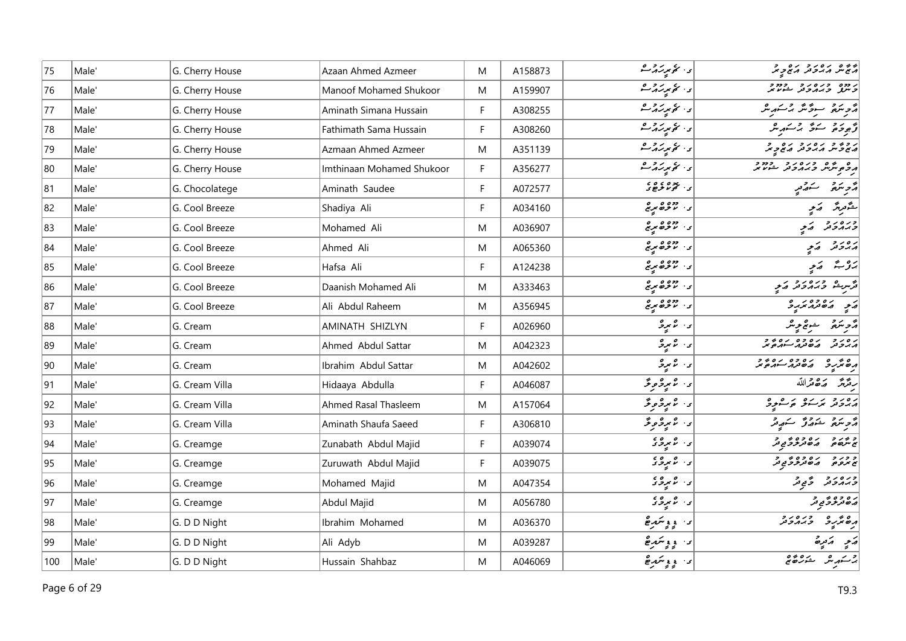| 75 | Male' | G. Cherry House | Azaan Ahmed Azmeer | M | A158873 | ގ. ޗެރީހައުސް | އާޒާން އަހުމަދު އަޒުމީރު |
|---|---|---|---|---|---|---|---|
| 76 | Male' | G. Cherry House | Manoof Mohamed Shukoor | M | A159907 | ގ. ޗެރީހައުސް | މަނޫފް މުހައްމަދު ޝުކޫރު |
| 77 | Male' | G. Cherry House | Aminath Simana Hussain | F | A308255 | ގ. ޗެރީހައުސް | އާމިނަތު ސިމާނާ ހުސައިން |
| 78 | Male' | G. Cherry House | Fathimath Sama Hussain | F | A308260 | ގ. ޗެރީހައުސް | ފާތިމަތު ސަމާ ހުސައިން |
| 79 | Male' | G. Cherry House | Azmaan Ahmed Azmeer | M | A351139 | ގ. ޗެރީހައުސް | އަޒުމާން އަހުމަދު އަޒުމީރު |
| 80 | Male' | G. Cherry House | Imthinaan Mohamed Shukoor | F | A356277 | ގ. ޗެރީހައުސް | އިމްތިނާން މުހައްމަދު ޝުކޫރު |
| 81 | Male' | G. Chocolatege | Aminath Saudee | F | A072577 | ގ. ޗޮކޮލެޓްގެ | އާމިނަތު ސައުދީ |
| 82 | Male' | G. Cool Breeze | Shadiya Ali | F | A034160 | ގ.ކޫލްބްރީޒް | ޝާދިޔާ އަލި |
| 83 | Male' | G. Cool Breeze | Mohamed Ali | M | A036907 | ގ. ކޫލްބްރީޒް | މުހައްމަދު އަލި |
| 84 | Male' | G. Cool Breeze | Ahmed Ali | M | A065360 | ގ. ކޫލްބްރީޒް | އަހުމަދު އަލި |
| 85 | Male' | G. Cool Breeze | Hafsa Ali | F | A124238 | ގ. ކޫލްބްރީޒް | ހަފްސާ އަލި |
| 86 | Male' | G. Cool Breeze | Daanish Mohamed Ali | M | A333463 | ގ. ކޫލްބްރީޒް | ދާނިޝް މުހައްމަދު އަލި |
| 87 | Male' | G. Cool Breeze | Ali Abdul Raheem | M | A356945 | ގ. ކޫލްބްރީޒް | އަލި އަބްދުއްރަޙީމް |
| 88 | Male' | G. Cream | AMINATH SHIZLYN | F | A026960 | ގ. ކްރީމް | އާމިނަތު ޝިޒްލިން |
| 89 | Male' | G. Cream | Ahmed Abdul Sattar | M | A042323 | ގ. ކްރީމް | އަހުމަދު އަބްދުއްސައްތާރު |
| 90 | Male' | G. Cream | Ibrahim Abdul Sattar | M | A042602 | ގ. ކްރީމް | އިބްރާހީމް އަބްދުއްސައްތާރު |
| 91 | Male' | G. Cream Villa | Hidaaya Abdulla | F | A046087 | ގ. ކްރީމްވިލާ | ހިދާޔާ އަބްދުﷲ |
| 92 | Male' | G. Cream Villa | Ahmed Rasal Thasleem | M | A157064 | ގ. ކްރީމްވިލާ | އަހުމަދު ރަސަލް ތަސްލީމް |
| 93 | Male' | G. Cream Villa | Aminath Shaufa Saeed | F | A306810 | ގ. ކްރީމްވިލާ | އާމިނަތު ޝައުފާ ސައީދު |
| 94 | Male' | G. Creamge | Zunabath Abdul Majid | F | A039074 | ގ. ކްރީމްގެ | ޒުނަބަތު އަބްދުލްމާޖިދު |
| 95 | Male' | G. Creamge | Zuruwath Abdul Majid | F | A039075 | ގ. ކްރީމްގެ | ޒުރުވަތު އަބްދުލްމާޖިދު |
| 96 | Male' | G. Creamge | Mohamed Majid | M | A047354 | ގ. ކްރީމްގެ | މުހައްމަދު މާޖިދު |
| 97 | Male' | G. Creamge | Abdul Majid | M | A056780 | ގ. ކްރީމްގެ | އަބްދުލްމާޖިދު |
| 98 | Male' | G. D D Night | Ibrahim Mohamed | M | A036370 | ގ. ޑީޑީނައިޓް | އިބްރާހީމް މުހައްމަދު |
| 99 | Male' | G. D D Night | Ali Adyb | M | A039287 | ގ. ޑީޑީނައިޓް | އަލި އަދީބު |
| 100 | Male' | G. D D Night | Hussain Shahbaz | M | A046069 | ގ. ޑީޑީނައިޓް | ހުސައިން ޝަހްބާޒް |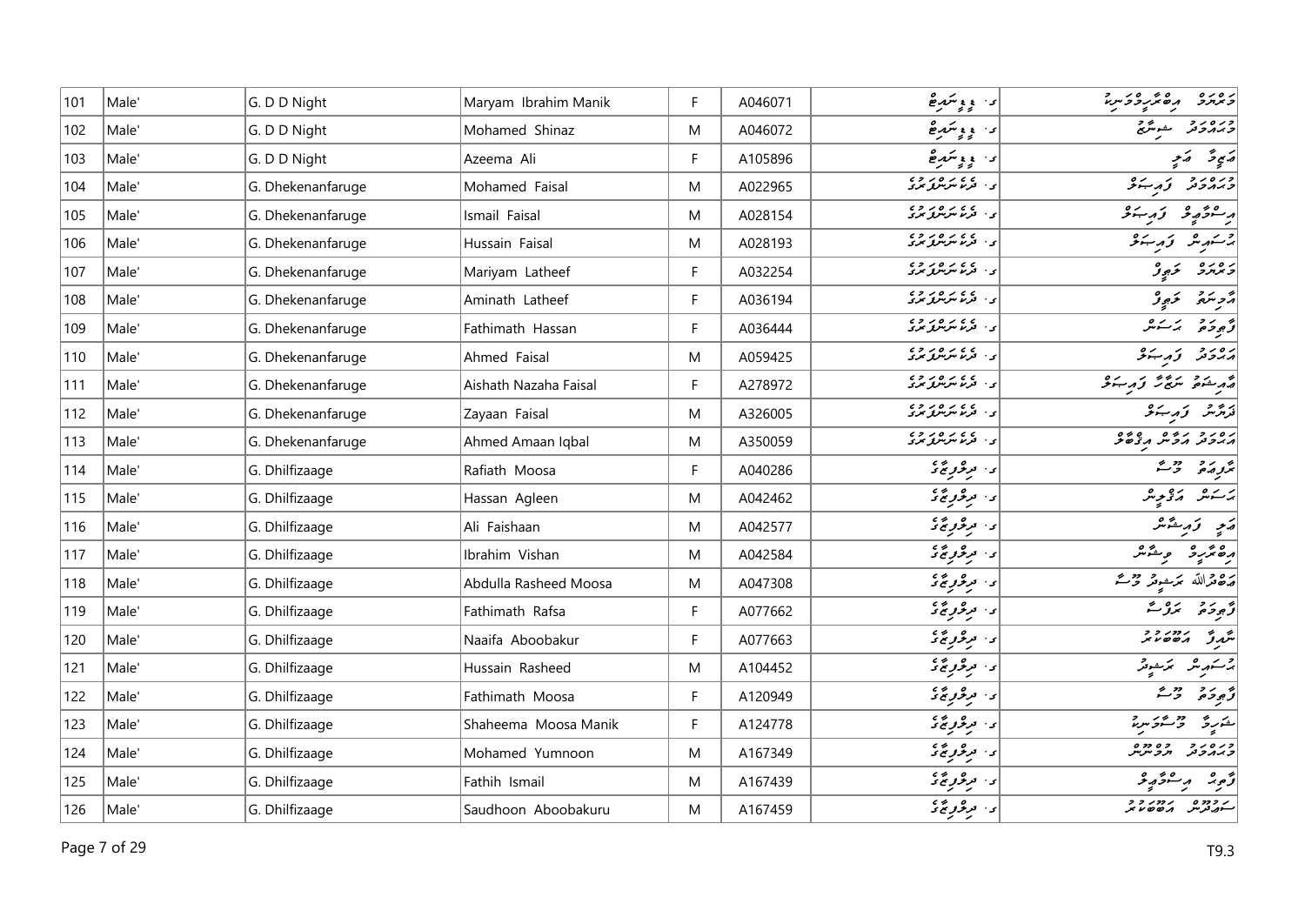| 101 | Male' | G. D D Night | Maryam Ibrahim Manik | F | A046071 | ގ. ޑީޑީނައިޓް | މަރްޔަމް އިބްރާހީމްމަނިކު |
|---|---|---|---|---|---|---|---|
| 102 | Male' | G. D D Night | Mohamed Shinaz | M | A046072 | ގ. ޑީޑީނައިޓް | މުހައްމަދު ޝިނާޒް |
| 103 | Male' | G. D D Night | Azeema Ali | F | A105896 | ގ. ޑީޑީނައިޓް | އަޒީމާ ޢަލީ |
| 104 | Male' | G. Dhekenanfaruge | Mohamed Faisal | M | A022965 | ގ. ދެކެނަންފަރުގެ | މުހައްމަދު ފައިސަލް |
| 105 | Male' | G. Dhekenanfaruge | Ismail Faisal | M | A028154 | ގ. ދެކެނަންފަރުގެ | އިސްމާޢީލް ފައިސަލް |
| 106 | Male' | G. Dhekenanfaruge | Hussain Faisal | M | A028193 | ގ. ދެކެނަންފަރުގެ | ހުސައިން ފައިސަލް |
| 107 | Male' | G. Dhekenanfaruge | Mariyam Latheef | F | A032254 | ގ. ދެކެނަންފަރުގެ | މަރިޔަމް ލަޠީފް |
| 108 | Male' | G. Dhekenanfaruge | Aminath Latheef | F | A036194 | ގ. ދެކެނަންފަރުގެ | އާމިނަތު ލަޠީފް |
| 109 | Male' | G. Dhekenanfaruge | Fathimath Hassan | F | A036444 | ގ. ދެކެނަންފަރުގެ | ފާތިމަތު ހަސަން |
| 110 | Male' | G. Dhekenanfaruge | Ahmed Faisal | M | A059425 | ގ. ދެކެނަންފަރުގެ | އަހުމަދު ފައިސަލް |
| 111 | Male' | G. Dhekenanfaruge | Aishath Nazaha Faisal | F | A278972 | ގ. ދެކެނަންފަރުގެ | އައިޝަތު ނަޒާހާ ފައިސަލް |
| 112 | Male' | G. Dhekenanfaruge | Zayaan Faisal | M | A326005 | ގ. ދެކެނަންފަރުގެ | ޒަޔާން ފައިސަލް |
| 113 | Male' | G. Dhekenanfaruge | Ahmed Amaan Iqbal | M | A350059 | ގ. ދެކެނަންފަރުގެ | އަހުމަދު އަމާން އިޤްބާލް |
| 114 | Male' | G. Dhilfizaage | Rafiath Moosa | F | A040286 | ގ. ދިލްފިޒާގެ | ރަފިއަތު މޫސާ |
| 115 | Male' | G. Dhilfizaage | Hassan Agleen | M | A042462 | ގ. ދިލްފިޒާގެ | ހަސަން އަގްލީން |
| 116 | Male' | G. Dhilfizaage | Ali Faishaan | M | A042577 | ގ. ދިލްފިޒާގެ | ޢަލީ ފައިޝާން |
| 117 | Male' | G. Dhilfizaage | Ibrahim Vishan | M | A042584 | ގ. ދިލްފިޒާގެ | އިބްރާހީމް ވިޝާން |
| 118 | Male' | G. Dhilfizaage | Abdulla Rasheed Moosa | M | A047308 | ގ. ދިލްފިޒާގެ | އަބްދުﷲ ރަޝީދު މޫސާ |
| 119 | Male' | G. Dhilfizaage | Fathimath Rafsa | F | A077662 | ގ. ދިލްފިޒާގެ | ފާތިމަތު ރަފްސާ |
| 120 | Male' | G. Dhilfizaage | Naaifa Aboobakur | F | A077663 | ގ. ދިލްފިޒާގެ | ނާއިފާ އަބޫބަކުރު |
| 121 | Male' | G. Dhilfizaage | Hussain Rasheed | M | A104452 | ގ. ދިލްފިޒާގެ | ހުސައިން ރަޝީދު |
| 122 | Male' | G. Dhilfizaage | Fathimath Moosa | F | A120949 | ގ. ދިލްފިޒާގެ | ފާތިމަތު މޫސާ |
| 123 | Male' | G. Dhilfizaage | Shaheema Moosa Manik | F | A124778 | ގ. ދިލްފިޒާގެ | ޝަހީމާ މޫސާމަނިކު |
| 124 | Male' | G. Dhilfizaage | Mohamed Yumnoon | M | A167349 | ގ. ދިލްފިޒާގެ | މުހައްމަދު ޔުމްނޫން |
| 125 | Male' | G. Dhilfizaage | Fathih Ismail | M | A167439 | ގ. ދިލްފިޒާގެ | ފާތިހު އިސްމާޢީލް |
| 126 | Male' | G. Dhilfizaage | Saudhoon Aboobakuru | M | A167459 | ގ. ދިލްފިޒާގެ | ސައުދޫން އަބޫބަކުރު |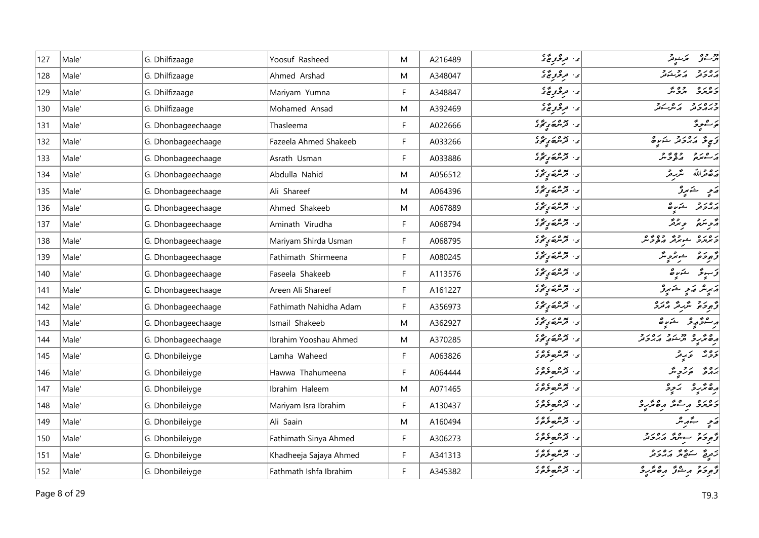| 127 | Male' | G. Dhilfizaage | Yoosuf Rasheed | M | A216489 | ގ. ދިލްފިޒާގެ | ޔޫސުފް ރަޝީދު |
|---|---|---|---|---|---|---|---|
| 128 | Male' | G. Dhilfizaage | Ahmed Arshad | M | A348047 | ގ. ދިލްފިޒާގެ | އަހުމަދު އަރުޝަދު |
| 129 | Male' | G. Dhilfizaage | Mariyam Yumna | F | A348847 | ގ. ދިލްފިޒާގެ | މަރިޔަމް ޔުމްނާ |
| 130 | Male' | G. Dhilfizaage | Mohamed Ansad | M | A392469 | ގ. ދިލްފިޒާގެ | މުހައްމަދު އަންސަދު |
| 131 | Male' | G. Dhonbageechaage | Thasleema | F | A022666 | ގ. ދޮންބަގީޗާގެ | ތަސްލީމާ |
| 132 | Male' | G. Dhonbageechaage | Fazeela Ahmed Shakeeb | F | A033266 | ގ. ދޮންބަގީޗާގެ | ފަޒީލާ އަހުމަދު ޝަކީބު |
| 133 | Male' | G. Dhonbageechaage | Asrath Usman | F | A033886 | ގ. ދޮންބަގީޗާގެ | އަސްރަތް އުސްމާން |
| 134 | Male' | G. Dhonbageechaage | Abdulla Nahid | M | A056512 | ގ. ދޮންބަގީޗާގެ | އަބްދުﷲ ނާހިދު |
| 135 | Male' | G. Dhonbageechaage | Ali Shareef | M | A064396 | ގ. ދޮންބަގީޗާގެ | އަލި ޝަރީފު |
| 136 | Male' | G. Dhonbageechaage | Ahmed Shakeeb | M | A067889 | ގ. ދޮންބަގީޗާގެ | އަހުމަދު ޝަކީބު |
| 137 | Male' | G. Dhonbageechaage | Aminath Virudha | F | A068794 | ގ. ދޮންބަގީޗާގެ | އާމިނަތު ވިރުދާ |
| 138 | Male' | G. Dhonbageechaage | Mariyam Shirda Usman | F | A068795 | ގ. ދޮންބަގީޗާގެ | މަރިޔަމް ޝިރްދާ އުސްމާން |
| 139 | Male' | G. Dhonbageechaage | Fathimath Shirmeena | F | A080245 | ގ. ދޮންބަގީޗާގެ | ފާތިމަތު ޝިރްމީނާ |
| 140 | Male' | G. Dhonbageechaage | Faseela Shakeeb | F | A113576 | ގ. ދޮންބަގީޗާގެ | ފަސީލާ ޝަކީބު |
| 141 | Male' | G. Dhonbageechaage | Areen Ali Shareef | F | A161227 | ގ. ދޮންބަގީޗާގެ | އަރީން އަލި ޝަރީފު |
| 142 | Male' | G. Dhonbageechaage | Fathimath Nahidha Adam | F | A356973 | ގ. ދޮންބަގީޗާގެ | ފާތިމަތު ނާހިދާ އާދަމް |
| 143 | Male' | G. Dhonbageechaage | Ismail Shakeeb | M | A362927 | ގ. ދޮންބަގީޗާގެ | އިސްމާއީލް ޝަކީބު |
| 144 | Male' | G. Dhonbageechaage | Ibrahim Yooshau Ahmed | M | A370285 | ގ. ދޮންބަގީޗާގެ | އިބްރާހީމް ޔޫޝައު އަހުމަދު |
| 145 | Male' | G. Dhonbileiyge | Lamha Waheed | F | A063826 | ގ. ދޮންބިލޭގެ | ލަމްހާ ވަހީދު |
| 146 | Male' | G. Dhonbileiyge | Hawwa Thahumeena | F | A064444 | ގ. ދޮންބިލޭގެ | ހައްވާ ތަހުމީނާ |
| 147 | Male' | G. Dhonbileiyge | Ibrahim Haleem | M | A071465 | ގ. ދޮންބިލޭގެ | އިބްރާހީމް ހަލީމް |
| 148 | Male' | G. Dhonbileiyge | Mariyam Isra Ibrahim | F | A130437 | ގ. ދޮންބިލޭގެ | މަރިޔަމް އިސްރާ އިބްރާހީމް |
| 149 | Male' | G. Dhonbileiyge | Ali Saain | M | A160494 | ގ. ދޮންބިލޭގެ | އަލި ސާއިން |
| 150 | Male' | G. Dhonbileiyge | Fathimath Sinya Ahmed | F | A306273 | ގ. ދޮންބިލޭގެ | ފާތިމަތު ސިންޔާ އަހުމަދު |
| 151 | Male' | G. Dhonbileiyge | Khadheeja Sajaya Ahmed | F | A341313 | ގ. ދޮންބިލޭގެ | ޚަދީޖާ ސަޖަޔާ އަހުމަދު |
| 152 | Male' | G. Dhonbileiyge | Fathmath Ishfa Ibrahim | F | A345382 | ގ. ދޮންބިލޭގެ | ފާތިމަތު އިޝްފާ އިބްރާހީމް |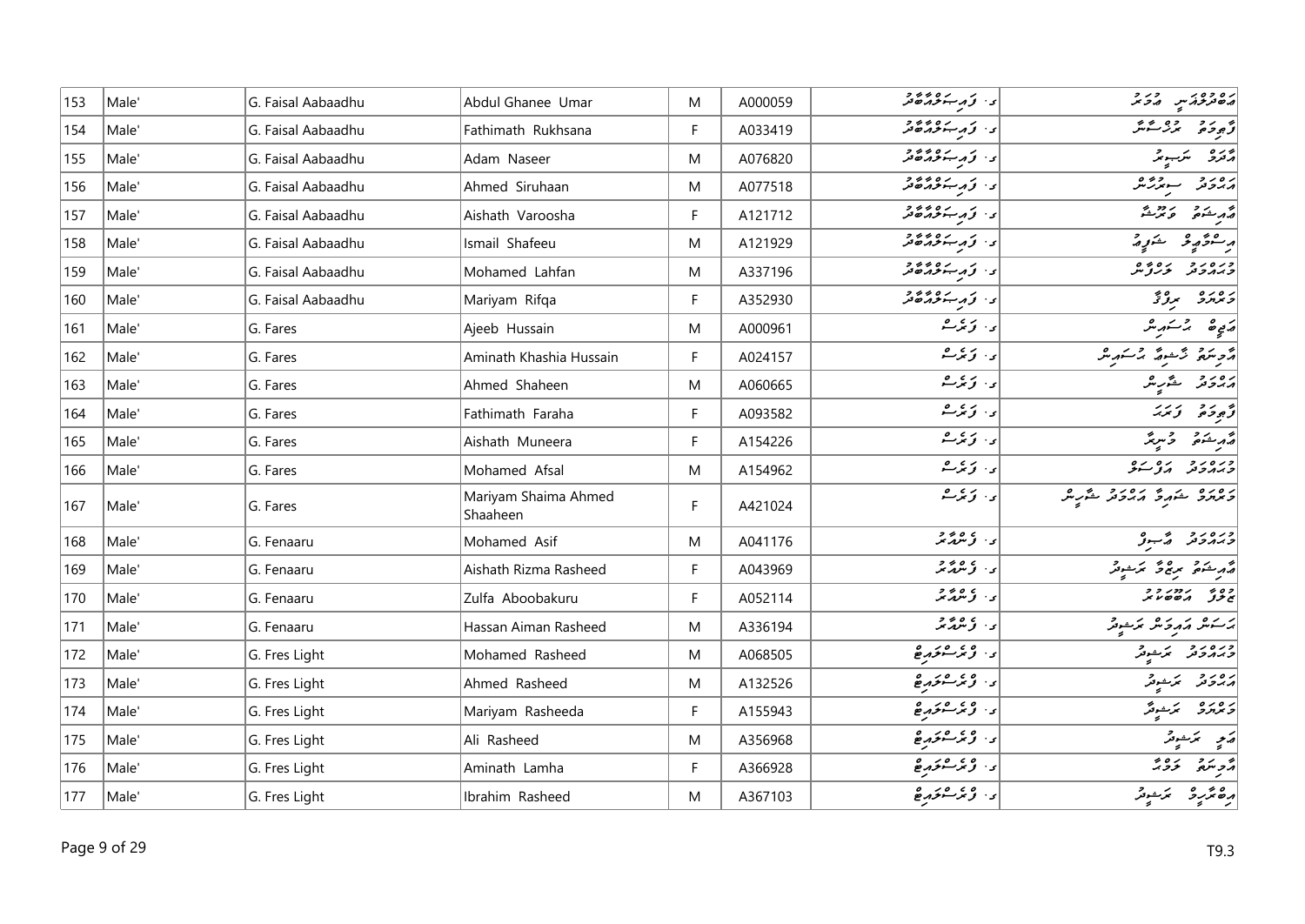| 153 | Male' | G. Faisal Aabaadhu | Abdul Ghanee Umar | M | A000059 | ގ. ފައިސަލްއާބާދު | އަބްދުލްޣަނީ ޢުމަރު |
|---|---|---|---|---|---|---|---|
| 154 | Male' | G. Faisal Aabaadhu | Fathimath Rukhsana | F | A033419 | ގ. ފައިސަލްއާބާދު | ފާތިމަތު ރުޚްސާނާ |
| 155 | Male' | G. Faisal Aabaadhu | Adam Naseer | M | A076820 | ގ. ފައިސަލްއާބާދު | އާދަމް ނަސީރު |
| 156 | Male' | G. Faisal Aabaadhu | Ahmed Siruhaan | M | A077518 | ގ. ފައިސަލްއާބާދު | އަޙްމަދު ސިރުހާން |
| 157 | Male' | G. Faisal Aabaadhu | Aishath Varoosha | F | A121712 | ގ. ފައިސަލްއާބާދު | އާއިޝަތު ވަރޫޝާ |
| 158 | Male' | G. Faisal Aabaadhu | Ismail Shafeeu | M | A121929 | ގ. ފައިސަލްއާބާދު | އިސްމާއީލު ޝަފީޢު |
| 159 | Male' | G. Faisal Aabaadhu | Mohamed Lahfan | M | A337196 | ގ. ފައިސަލްއާބާދު | މުޙައްމަދު ލަހްފާން |
| 160 | Male' | G. Faisal Aabaadhu | Mariyam Rifqa | F | A352930 | ގ. ފައިސަލްއާބާދު | މަރިޔަމް ރިފްޤާ |
| 161 | Male' | G. Fares | Ajeeb Hussain | M | A000961 | ގ. ފަރެސް | އަޖީބް ހުސައިން |
| 162 | Male' | G. Fares | Aminath Khashia Hussain | F | A024157 | ގ. ފަރެސް | އާމިނަތު ޚާޝިޔާ ހުސައިން |
| 163 | Male' | G. Fares | Ahmed Shaheen | M | A060665 | ގ. ފަރެސް | އަޙްމަދު ޝާހީން |
| 164 | Male' | G. Fares | Fathimath Faraha | F | A093582 | ގ. ފަރެސް | ފާތިމަތު ފަރަހަ |
| 165 | Male' | G. Fares | Aishath Muneera | F | A154226 | ގ. ފަރެސް | އާއިޝަތު މުނީރާ |
| 166 | Male' | G. Fares | Mohamed Afsal | M | A154962 | ގ. ފަރެސް | މުޙައްމަދު އަފްސަލް |
| 167 | Male' | G. Fares | Mariyam Shaima Ahmed Shaaheen | F | A421024 | ގ. ފަރެސް | މަރިޔަމް ޝައިމާ އަޙްމަދު ޝާހީން |
| 168 | Male' | G. Fenaaru | Mohamed Asif | M | A041176 | ގ. ފެނާރު | މުޙައްމަދު އާސިފް |
| 169 | Male' | G. Fenaaru | Aishath Rizma Rasheed | F | A043969 | ގ. ފެނާރު | އާއިޝަތު ރިޒްމާ ރަޝީދު |
| 170 | Male' | G. Fenaaru | Zulfa Aboobakuru | F | A052114 | ގ. ފެނާރު | ޒުލްފާ އަބޫބަކުރު |
| 171 | Male' | G. Fenaaru | Hassan Aiman Rasheed | M | A336194 | ގ. ފެނާރު | ހަސަން އައިމަން ރަޝީދު |
| 172 | Male' | G. Fres Light | Mohamed Rasheed | M | A068505 | ގ. ފްރެސްލައިޓް | މުޙައްމަދު ރަޝީދު |
| 173 | Male' | G. Fres Light | Ahmed Rasheed | M | A132526 | ގ. ފްރެސްލައިޓް | އަޙްމަދު ރަޝީދު |
| 174 | Male' | G. Fres Light | Mariyam Rasheeda | F | A155943 | ގ. ފްރެސްލައިޓް | މަރިޔަމް ރަޝީދާ |
| 175 | Male' | G. Fres Light | Ali Rasheed | M | A356968 | ގ. ފްރެސްލައިޓް | އަލި ރަޝީދު |
| 176 | Male' | G. Fres Light | Aminath Lamha | F | A366928 | ގ. ފްރެސްލައިޓް | އާމިނަތު ލަމްހާ |
| 177 | Male' | G. Fres Light | Ibrahim Rasheed | M | A367103 | ގ. ފްރެސްލައިޓް | އިބްރާހީމް ރަޝީދު |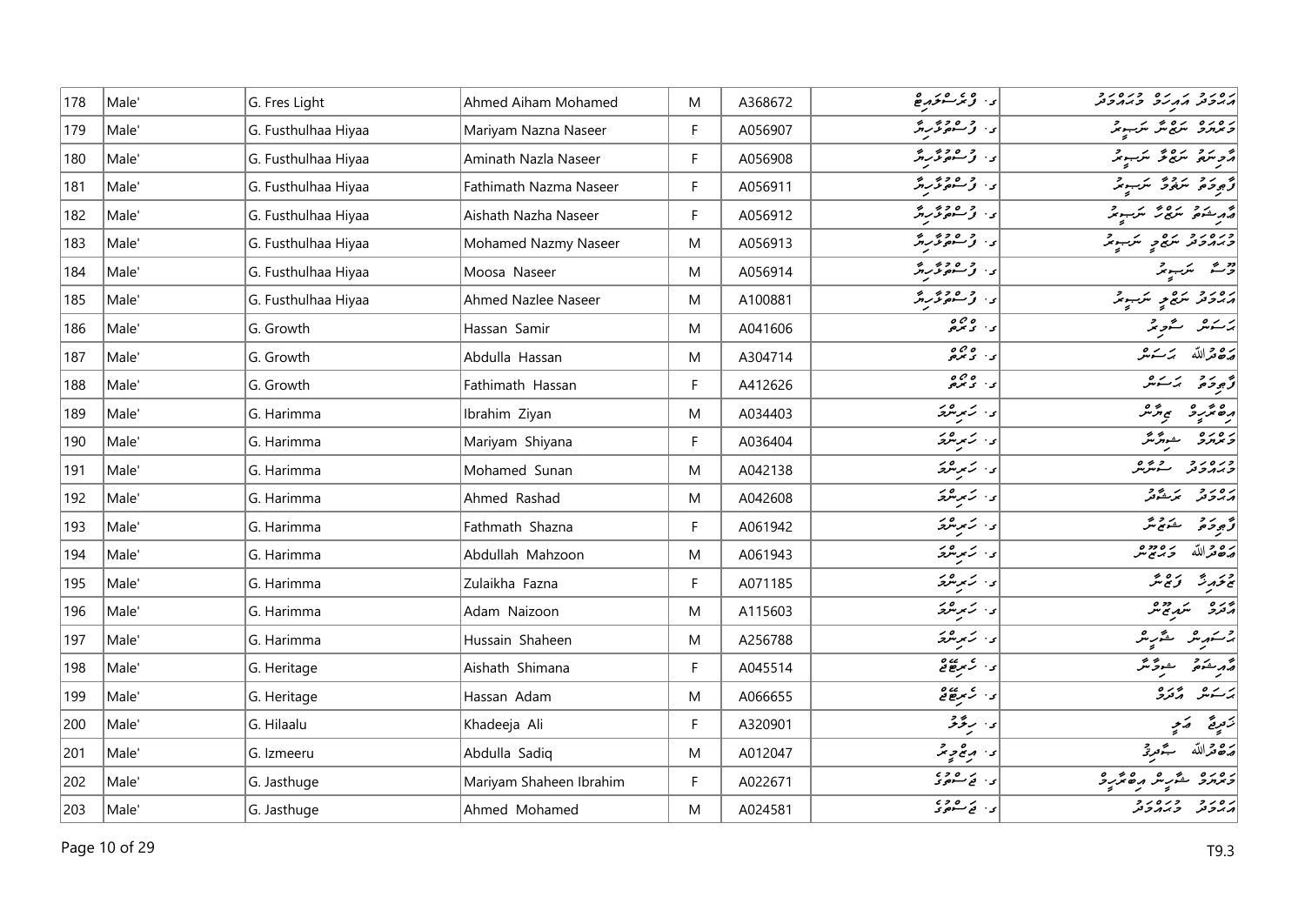| 178 | Male' | G. Fres Light | Ahmed Aiham Mohamed | M | A368672 | ގ. ފްރެސްލައިޓް | އަހުމަދު އައިހަމް މުހައްމަދު |
|---|---|---|---|---|---|---|---|
| 179 | Male' | G. Fusthulhaa Hiyaa | Mariyam Nazna Naseer | F | A056907 | ގ. ފުސްތުޅާހިޔާ | މަރިޔަމް ނަޒްނާ ނަސީރު |
| 180 | Male' | G. Fusthulhaa Hiyaa | Aminath Nazla Naseer | F | A056908 | ގ. ފުސްތުޅާހިޔާ | އާމިނަތު ނަޒްލާ ނަސީރު |
| 181 | Male' | G. Fusthulhaa Hiyaa | Fathimath Nazma Naseer | F | A056911 | ގ. ފުސްތުޅާހިޔާ | ފާތިމަތު ނަޒްމާ ނަސީރު |
| 182 | Male' | G. Fusthulhaa Hiyaa | Aishath Nazha Naseer | F | A056912 | ގ. ފުސްތުޅާހިޔާ | އައިޝަތު ނަޒްހާ ނަސީރު |
| 183 | Male' | G. Fusthulhaa Hiyaa | Mohamed Nazmy Naseer | M | A056913 | ގ. ފުސްތުޅާހިޔާ | މުހައްމަދު ނަޒްމީ ނަސީރު |
| 184 | Male' | G. Fusthulhaa Hiyaa | Moosa Naseer | M | A056914 | ގ. ފުސްތުޅާހިޔާ | މޫސާ ނަސީރު |
| 185 | Male' | G. Fusthulhaa Hiyaa | Ahmed Nazlee Naseer | M | A100881 | ގ. ފުސްތުޅާހިޔާ | އަހުމަދު ނަޒްލީ ނަސީރު |
| 186 | Male' | G. Growth | Hassan Samir | M | A041606 | ގ. ގްރޯތް | ހަސަން ސަމީރު |
| 187 | Male' | G. Growth | Abdulla Hassan | M | A304714 | ގ. ގްރޯތް | އަބްދުﷲ ހަސަން |
| 188 | Male' | G. Growth | Fathimath Hassan | F | A412626 | ގ. ގްރޯތް | ފާތިމަތު ހަސަން |
| 189 | Male' | G. Harimma | Ibrahim Ziyan | M | A034403 | ގ. ހަރިންމަ | އިބްރާހީމް ޒިޔާން |
| 190 | Male' | G. Harimma | Mariyam Shiyana | F | A036404 | ގ. ހަރިންމަ | މަރިޔަމް ޝިޔާނާ |
| 191 | Male' | G. Harimma | Mohamed Sunan | M | A042138 | ގ. ހަރިންމަ | މުހައްމަދު ސުނާން |
| 192 | Male' | G. Harimma | Ahmed Rashad | M | A042608 | ގ. ހަރިންމަ | އަހުމަދު ރަޝާދު |
| 193 | Male' | G. Harimma | Fathmath Shazna | F | A061942 | ގ. ހަރިންމަ | ފާތިމަތު ޝަޒްނާ |
| 194 | Male' | G. Harimma | Abdullah Mahzoon | M | A061943 | ގ. ހަރިންމަ | އަބްދުﷲ މަޙްޒޫން |
| 195 | Male' | G. Harimma | Zulaikha Fazna | F | A071185 | ގ. ހަރިންމަ | ޒުލައިޚާ ފަޒްނާ |
| 196 | Male' | G. Harimma | Adam Naizoon | M | A115603 | ގ. ހަރިންމަ | އާދަމް ނައިޒޫން |
| 197 | Male' | G. Harimma | Hussain Shaheen | M | A256788 | ގ. ހަރިންމަ | ޙުސައިން ޝާހީން |
| 198 | Male' | G. Heritage | Aishath Shimana | F | A045514 | ގ. ހެރިޓޭޖް | އައިޝަތު ޝިމާނާ |
| 199 | Male' | G. Heritage | Hassan Adam | M | A066655 | ގ. ހެރިޓޭޖް | ހަސަން އާދަމް |
| 200 | Male' | G. Hilaalu | Khadeeja Ali | F | A320901 | ގ. ހިލާލު | ޚަދީޖާ އަލި |
| 201 | Male' | G. Izmeeru | Abdulla Sadiq | M | A012047 | ގ. އިޒްމީރު | އަބްދުﷲ ސާދިޤު |
| 202 | Male' | G. Jasthuge | Mariyam Shaheen Ibrahim | F | A022671 | ގ. ޖަސްތުގެ | މަރިޔަމް ޝާހީން އިބްރާހީމް |
| 203 | Male' | G. Jasthuge | Ahmed Mohamed | M | A024581 | ގ. ޖަސްތުގެ | އަހުމަދު މުހައްމަދު |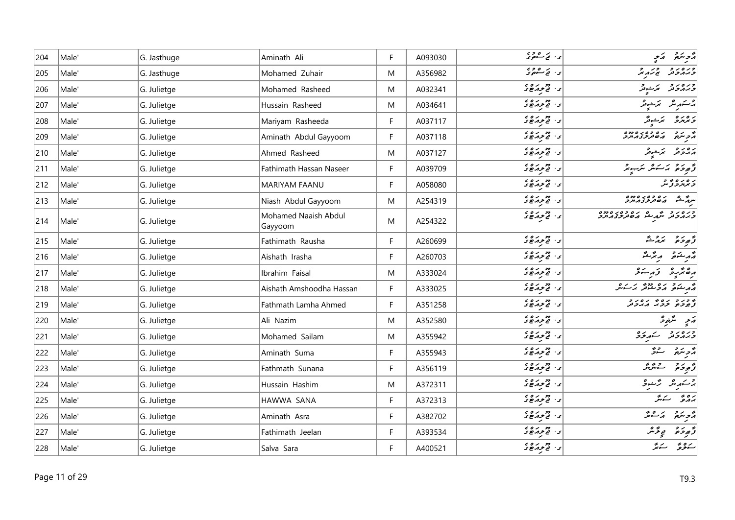| 204 | Male' | G. Jasthuge | Aminath Ali | F | A093030 | ގ. ޖަސްތުގެ | އާމިނަތު އަލި |
|---|---|---|---|---|---|---|---|
| 205 | Male' | G. Jasthuge | Mohamed Zuhair | M | A356982 | ގ. ޖަސްތުގެ | މުހައްމަދު ޒުހައިރު |
| 206 | Male' | G. Julietge | Mohamed Rasheed | M | A032341 | ގ. ޖޫލިއެޓްގެ | މުހައްމަދު ރަޝީދު |
| 207 | Male' | G. Julietge | Hussain Rasheed | M | A034641 | ގ. ޖޫލިއެޓްގެ | ހުސައިން ރަޝީދު |
| 208 | Male' | G. Julietge | Mariyam Rasheeda | F | A037117 | ގ. ޖޫލިއެޓްގެ | މަރިޔަމް ރަޝީދާ |
| 209 | Male' | G. Julietge | Aminath Abdul Gayyoom | F | A037118 | ގ. ޖޫލިއެޓްގެ | އާމިނަތު އަބްދުލްގައްޔޫމް |
| 210 | Male' | G. Julietge | Ahmed Rasheed | M | A037127 | ގ. ޖޫލިއެޓްގެ | އަޙްމަދު ރަޝީދު |
| 211 | Male' | G. Julietge | Fathimath Hassan Naseer | F | A039709 | ގ. ޖޫލިއެޓްގެ | ފާތިމަތު ޙަސަން ނަސީރު |
| 212 | Male' | G. Julietge | MARIYAM FAANU | F | A058080 | ގ. ޖޫލިއެޓްގެ | މަރިޔަމްފާނު |
| 213 | Male' | G. Julietge | Niash Abdul Gayyoom | M | A254319 | ގ. ޖޫލިއެޓްގެ | ނިޔާޝް އަބްދުލްގައްޔޫމް |
| 214 | Male' | G. Julietge | Mohamed Naaish Abdul Gayyoom | M | A254322 | ގ. ޖޫލިއެޓްގެ | މުހައްމަދު ނާއިޝް އަބްދުލްގައްޔޫމް |
| 215 | Male' | G. Julietge | Fathimath Rausha | F | A260699 | ގ. ޖޫލިއެޓްގެ | ފާތިމަތު ރައުޝާ |
| 216 | Male' | G. Julietge | Aishath Irasha | F | A260703 | ގ. ޖޫލިއެޓްގެ | އައިޝަތު އިރާޝާ |
| 217 | Male' | G. Julietge | Ibrahim Faisal | M | A333024 | ގ. ޖޫލިއެޓްގެ | އިބްރާހީމް ފައިސަލް |
| 218 | Male' | G. Julietge | Aishath Amshoodha Hassan | F | A333025 | ގ. ޖޫލިއެޓްގެ | އައިޝަތު އަމްޝޫދާ ޙަސަން |
| 219 | Male' | G. Julietge | Fathmath Lamha Ahmed | F | A351258 | ގ. ޖޫލިއެޓްގެ | ފާތުމަތު ލަމްހާ އަޙްމަދު |
| 220 | Male' | G. Julietge | Ali Nazim | M | A352580 | ގ. ޖޫލިއެޓްގެ | އަލި ނާޒިމް |
| 221 | Male' | G. Julietge | Mohamed Sailam | M | A355942 | ގ. ޖޫލިއެޓްގެ | މުހައްމަދު ސައިލަމް |
| 222 | Male' | G. Julietge | Aminath Suma | F | A355943 | ގ. ޖޫލިއެޓްގެ | އާމިނަތު ސުމާ |
| 223 | Male' | G. Julietge | Fathmath Sunana | F | A356119 | ގ. ޖޫލިއެޓްގެ | ފާތުމަތު ސުނާނާ |
| 224 | Male' | G. Julietge | Hussain Hashim | M | A372311 | ގ. ޖޫލިއެޓްގެ | ހުސައިން ހާޝިމް |
| 225 | Male' | G. Julietge | HAWWA SANA | F | A372313 | ގ. ޖޫލިއެޓްގެ | ހައްވާ ސަނާ |
| 226 | Male' | G. Julietge | Aminath Asra | F | A382702 | ގ. ޖޫލިއެޓްގެ | އާމިނަތު އަސްރާ |
| 227 | Male' | G. Julietge | Fathimath Jeelan | F | A393534 | ގ. ޖޫލިއެޓްގެ | ފާތިމަތު ޖީލާން |
| 228 | Male' | G. Julietge | Salva Sara | F | A400521 | ގ. ޖޫލިއެޓްގެ | ސަލްވާ ސަރާ |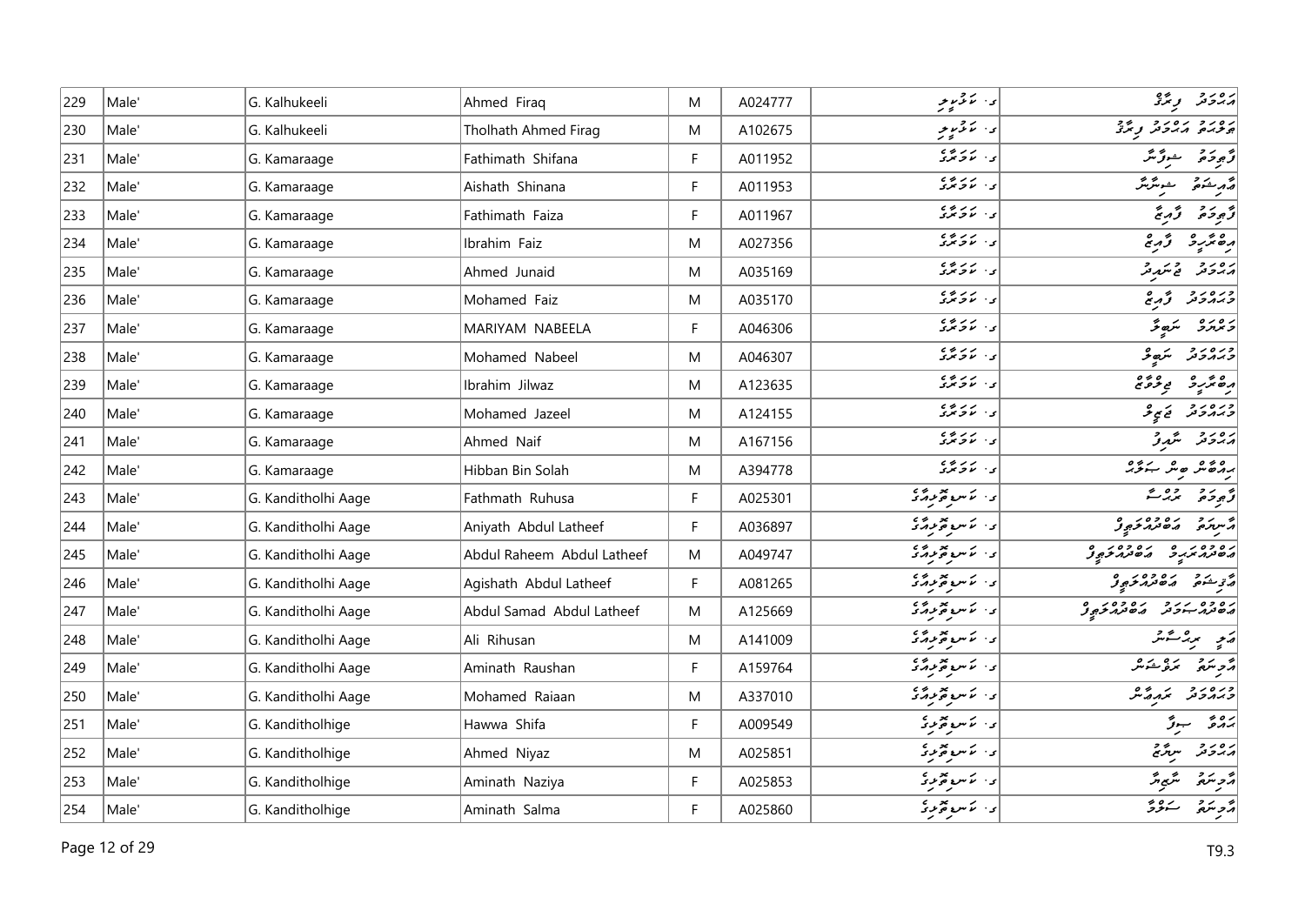| 229 | Male' | G. Kalhukeeli | Ahmed Firaq | M | A024777 | ގ. ކަޅުކީލި | އަހުމަދު ފިރާޤު |
|---|---|---|---|---|---|---|---|
| 230 | Male' | G. Kalhukeeli | Tholhath Ahmed Firag | M | A102675 | ގ. ކަޅުކީލި | ތޮލްހަތު އަހުމަދު ފިރާގު |
| 231 | Male' | G. Kamaraage | Fathimath Shifana | F | A011952 | ގ. ކަމަރާގެ | ފާތިމަތު ޝިފާނާ |
| 232 | Male' | G. Kamaraage | Aishath Shinana | F | A011953 | ގ. ކަމަރާގެ | އާއިޝަތު ޝިނާނާ |
| 233 | Male' | G. Kamaraage | Fathimath Faiza | F | A011967 | ގ. ކަމަރާގެ | ފާތިމަތު ފާއިޒާ |
| 234 | Male' | G. Kamaraage | Ibrahim Faiz | M | A027356 | ގ. ކަމަރާގެ | އިބްރާހިމް ފާއިޒް |
| 235 | Male' | G. Kamaraage | Ahmed Junaid | M | A035169 | ގ. ކަމަރާގެ | އަހުމަދު ޖުނައިދު |
| 236 | Male' | G. Kamaraage | Mohamed Faiz | M | A035170 | ގ. ކަމަރާގެ | މުހައްމަދު ފާއިޒް |
| 237 | Male' | G. Kamaraage | MARIYAM NABEELA | F | A046306 | ގ. ކަމަރާގެ | މަރިޔަމް ނަބީލާ |
| 238 | Male' | G. Kamaraage | Mohamed Nabeel | M | A046307 | ގ. ކަމަރާގެ | މުހައްމަދު ނަބީލް |
| 239 | Male' | G. Kamaraage | Ibrahim Jilwaz | M | A123635 | ގ. ކަމަރާގެ | އިބްރާހިމް ޖިލްވާޒް |
| 240 | Male' | G. Kamaraage | Mohamed Jazeel | M | A124155 | ގ. ކަމަރާގެ | މުހައްމަދު ޖަޒީލް |
| 241 | Male' | G. Kamaraage | Ahmed Naif | M | A167156 | ގ. ކަމަރާގެ | އަހުމަދު ނާއިފު |
| 242 | Male' | G. Kamaraage | Hibban Bin Solah | M | A394778 | ގ. ކަމަރާގެ | ހިއްބާން ބިން ސަލާހް |
| 243 | Male' | G. Kanditholhi Aage | Fathmath Ruhusa | F | A025301 | ގ. ކަނދިތޮޅިއާގެ | ފާތިމަތު ރުހުސާ |
| 244 | Male' | G. Kanditholhi Aage | Aniyath Abdul Latheef | F | A036897 | ގ. ކަނދިތޮޅިއާގެ | އަނިޔަތު އަބްދުލްލަޠީފް |
| 245 | Male' | G. Kanditholhi Aage | Abdul Raheem Abdul Latheef | M | A049747 | ގ. ކަނދިތޮޅިއާގެ | އަބްދުއްރަޙީމް އަބްދުލްލަޠީފް |
| 246 | Male' | G. Kanditholhi Aage | Agishath Abdul Latheef | F | A081265 | ގ. ކަނދިތޮޅިއާގެ | އާގިޝަތު އަބްދުލްލަޠީފް |
| 247 | Male' | G. Kanditholhi Aage | Abdul Samad Abdul Latheef | M | A125669 | ގ. ކަނދިތޮޅިއާގެ | އަބްދުއްސަމަދު އަބްދުލްލަޠީފް |
| 248 | Male' | G. Kanditholhi Aage | Ali Rihusan | M | A141009 | ގ. ކަނދިތޮޅިއާގެ | އަލި ރިހުސާން |
| 249 | Male' | G. Kanditholhi Aage | Aminath Raushan | F | A159764 | ގ. ކަނދިތޮޅިއާގެ | އާމިނަތު ރައުޝަން |
| 250 | Male' | G. Kanditholhi Aage | Mohamed Raiaan | M | A337010 | ގ. ކަނދިތޮޅިއާގެ | މުހައްމަދު ރައިއާން |
| 251 | Male' | G. Kanditholhige | Hawwa Shifa | F | A009549 | ގ. ކަނދިތޮޅިގެ | ހައްވާ ޝިފާ |
| 252 | Male' | G. Kanditholhige | Ahmed Niyaz | M | A025851 | ގ. ކަނދިތޮޅިގެ | އަހުމަދު ނިޔާޒް |
| 253 | Male' | G. Kanditholhige | Aminath Naziya | F | A025853 | ގ. ކަނދިތޮޅިގެ | އާމިނަތު ނާޒިޔާ |
| 254 | Male' | G. Kanditholhige | Aminath Salma | F | A025860 | ގ. ކަނދިތޮޅިގެ | އާމިނަތު ސަލްމާ |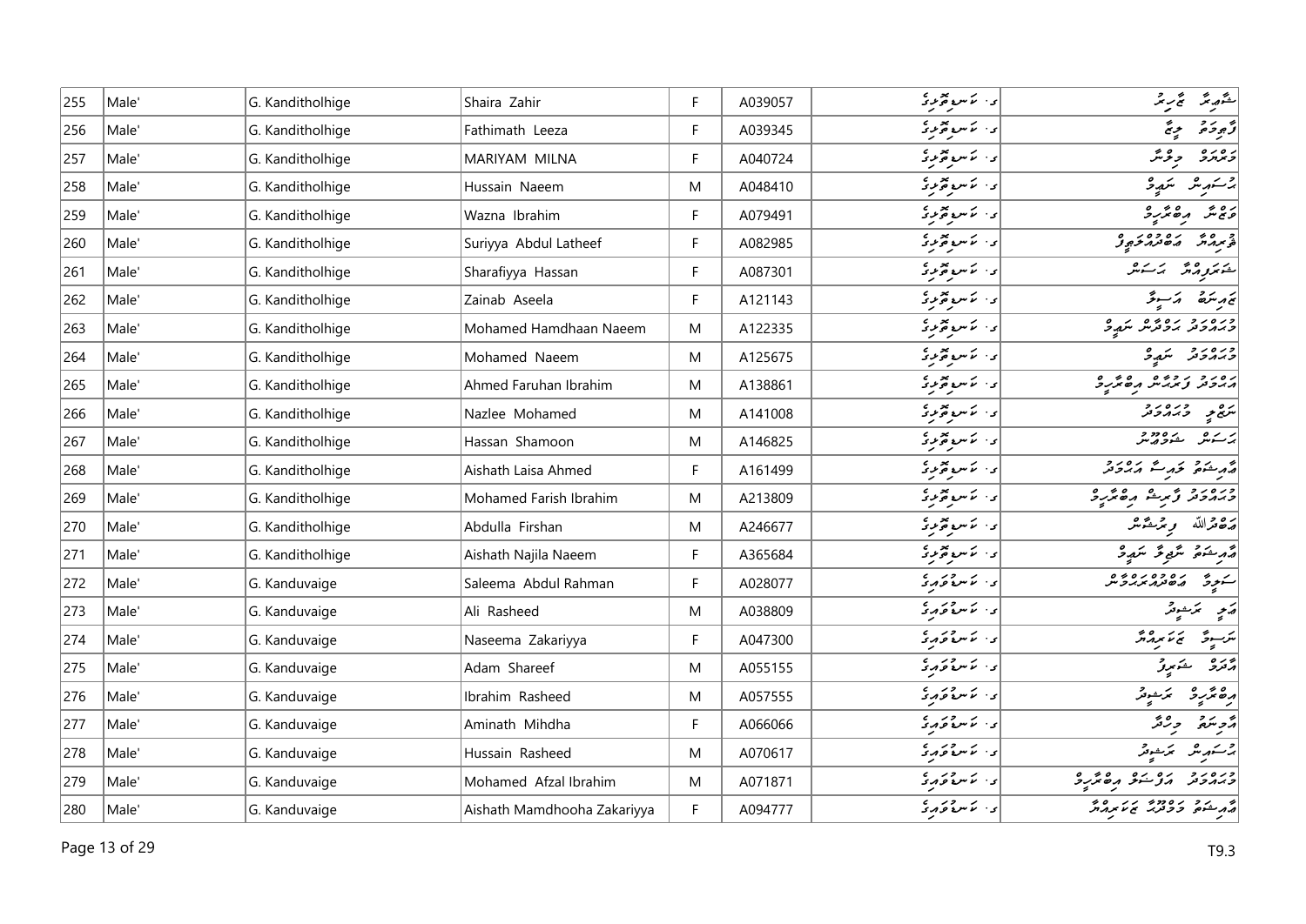| 255 | Male' | G. Kanditholhige | Shaira Zahir | F | A039057 | ގ. ކަނޑިތޮޅިގެ | ޝާއިރާ ޒާހިރު |
|---|---|---|---|---|---|---|---|
| 256 | Male' | G. Kanditholhige | Fathimath Leeza | F | A039345 | ގ. ކަނޑިތޮޅިގެ | ފާތިމަތު ލީޒާ |
| 257 | Male' | G. Kanditholhige | MARIYAM MILNA | F | A040724 | ގ. ކަނޑިތޮޅިގެ | މަރިޔަމް މިލްނާ |
| 258 | Male' | G. Kanditholhige | Hussain Naeem | M | A048410 | ގ. ކަނޑިތޮޅިގެ | ހުސައިން ނަޢީމް |
| 259 | Male' | G. Kanditholhige | Wazna Ibrahim | F | A079491 | ގ. ކަނޑިތޮޅިގެ | ވަޒްނާ އިބްރާހީމް |
| 260 | Male' | G. Kanditholhige | Suriyya Abdul Latheef | F | A082985 | ގ. ކަނޑިތޮޅިގެ | ޘުރިއްޔާ އަބްދުލްލަޠީފް |
| 261 | Male' | G. Kanditholhige | Sharafiyya Hassan | F | A087301 | ގ. ކަނޑިތޮޅިގެ | ޝަރަފިއްޔާ ހަސަން |
| 262 | Male' | G. Kanditholhige | Zainab Aseela | F | A121143 | ގ. ކަނޑިތޮޅިގެ | ޒައިނަބު އަސީލާ |
| 263 | Male' | G. Kanditholhige | Mohamed Hamdhaan Naeem | M | A122335 | ގ. ކަނޑިތޮޅިގެ | މުހައްމަދު ހަމްދާން ނަޢީމް |
| 264 | Male' | G. Kanditholhige | Mohamed Naeem | M | A125675 | ގ. ކަނޑިތޮޅިގެ | މުހައްމަދު ނަޢީމް |
| 265 | Male' | G. Kanditholhige | Ahmed Faruhan Ibrahim | M | A138861 | ގ. ކަނޑިތޮޅިގެ | އަހްމަދު ފަރުހާން އިބްރާހީމް |
| 266 | Male' | G. Kanditholhige | Nazlee Mohamed | M | A141008 | ގ. ކަނޑިތޮޅިގެ | ނަޒްލީ މުހައްމަދު |
| 267 | Male' | G. Kanditholhige | Hassan Shamoon | M | A146825 | ގ. ކަނޑިތޮޅިގެ | ހަސަން ޝަމްއޫން |
| 268 | Male' | G. Kanditholhige | Aishath Laisa Ahmed | F | A161499 | ގ. ކަނޑިތޮޅިގެ | އާއިޝަތު ލައިސާ އަހްމަދު |
| 269 | Male' | G. Kanditholhige | Mohamed Farish Ibrahim | M | A213809 | ގ. ކަނޑިތޮޅިގެ | މުހައްމަދު ފާރިޝް އިބްރާހީމް |
| 270 | Male' | G. Kanditholhige | Abdulla Firshan | M | A246677 | ގ. ކަނޑިތޮޅިގެ | އަބްދުﷲ ފިރުޝާން |
| 271 | Male' | G. Kanditholhige | Aishath Najila Naeem | F | A365684 | ގ. ކަނޑިތޮޅިގެ | އާއިޝަތު ނާޖިލާ ނަޢީމް |
| 272 | Male' | G. Kanduvaige | Saleema Abdul Rahman | F | A028077 | ގ. ކަނޑުވައިގެ | ސަލީމާ އަބްދުއްރަޙްމާން |
| 273 | Male' | G. Kanduvaige | Ali Rasheed | M | A038809 | ގ. ކަނޑުވައިގެ | އަލި ރަޝީދު |
| 274 | Male' | G. Kanduvaige | Naseema Zakariyya | F | A047300 | ގ. ކަނޑުވައިގެ | ނަސީމާ ޒަކަރިއްޔާ |
| 275 | Male' | G. Kanduvaige | Adam Shareef | M | A055155 | ގ. ކަނޑުވައިގެ | އާދަމް ޝަރީފު |
| 276 | Male' | G. Kanduvaige | Ibrahim Rasheed | M | A057555 | ގ. ކަނޑުވައިގެ | އިބްރާހީމް ރަޝީދު |
| 277 | Male' | G. Kanduvaige | Aminath Mihdha | F | A066066 | ގ. ކަނޑުވައިގެ | އާމިނަތު މިހްދާ |
| 278 | Male' | G. Kanduvaige | Hussain Rasheed | M | A070617 | ގ. ކަނޑުވައިގެ | ހުސައިން ރަޝީދު |
| 279 | Male' | G. Kanduvaige | Mohamed Afzal Ibrahim | M | A071871 | ގ. ކަނޑުވައިގެ | މުހައްމަދު އަފްޟަލް އިބްރާހީމް |
| 280 | Male' | G. Kanduvaige | Aishath Mamdhooha Zakariyya | F | A094777 | ގ. ކަނޑުވައިގެ | އާއިޝަތު މަމްދޫޙާ ޒަކަރިއްޔާ |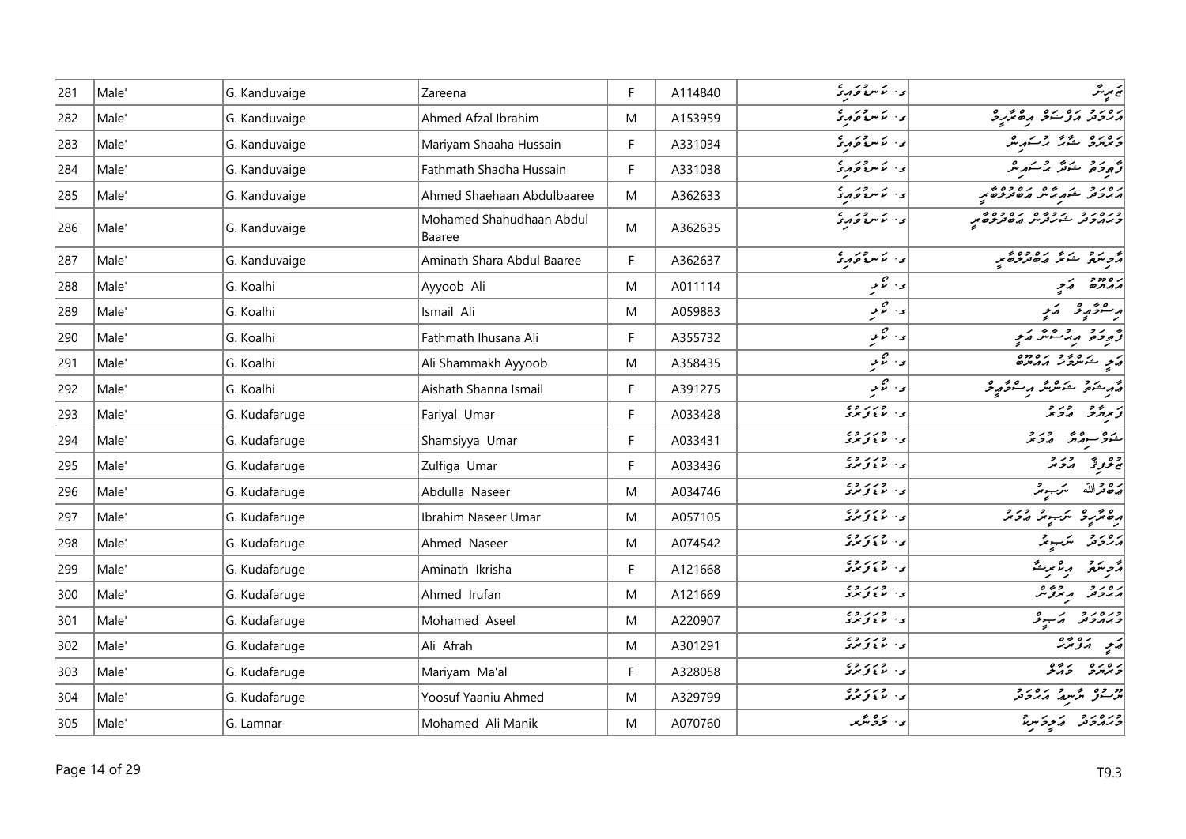| 281 | Male' | G. Kanduvaige | Zareena | F | A114840 | ގ. ކަނޑުވައިގެ | ޒަރީނާ |
|---|---|---|---|---|---|---|---|
| 282 | Male' | G. Kanduvaige | Ahmed Afzal Ibrahim | M | A153959 | ގ. ކަނޑުވައިގެ | އަޙްމަދު އަފްޟަލް އިބްރާހީމް |
| 283 | Male' | G. Kanduvaige | Mariyam Shaaha Hussain | F | A331034 | ގ. ކަނޑުވައިގެ | މަރިޔަމް ޝާހާ ހުސައިން |
| 284 | Male' | G. Kanduvaige | Fathmath Shadha Hussain | F | A331038 | ގ. ކަނޑުވައިގެ | ފާތިމަތު ޝަދާ ހުސައިން |
| 285 | Male' | G. Kanduvaige | Ahmed Shaehaan Abdulbaaree | M | A362633 | ގ. ކަނޑުވައިގެ | އަޙްމަދު ޝައިހާން އަބްދުލްބާރީ |
| 286 | Male' | G. Kanduvaige | Mohamed Shahudhaan Abdul Baaree | M | A362635 | ގ. ކަނޑުވައިގެ | މުޙައްމަދު ޝަހުދާން އަބްދުލްބާރީ |
| 287 | Male' | G. Kanduvaige | Aminath Shara Abdul Baaree | F | A362637 | ގ. ކަނޑުވައިގެ | އާމިނަތު ޝަރާ އަބްދުލްބާރީ |
| 288 | Male' | G. Koalhi | Ayyoob Ali | M | A011114 | ގ. ކޯޅި | އައްޔޫބު އަލި |
| 289 | Male' | G. Koalhi | Ismail Ali | M | A059883 | ގ. ކޯޅި | އިސްމާއީލް އަލި |
| 290 | Male' | G. Koalhi | Fathmath Ihusana Ali | F | A355732 | ގ. ކޯޅި | ފާތިމަތު އިހުސާނާ އަލި |
| 291 | Male' | G. Koalhi | Ali Shammakh Ayyoob | M | A358435 | ގ. ކޯޅި | އަލި ޝައްމާޚު އައްޔޫބު |
| 292 | Male' | G. Koalhi | Aishath Shanna Ismail | F | A391275 | ގ. ކޯޅި | އާއިޝަތު ޝަންނާ އިސްމާއީލް |
| 293 | Male' | G. Kudafaruge | Fariyal Umar | F | A033428 | ގ. ކުދަފަރުގެ | ފަރިޔަލް އުމަރު |
| 294 | Male' | G. Kudafaruge | Shamsiyya Umar | F | A033431 | ގ. ކުދަފަރުގެ | ޝަމްސިއްޔާ އުމަރު |
| 295 | Male' | G. Kudafaruge | Zulfiga Umar | F | A033436 | ގ. ކުދަފަރުގެ | ޒުލްފިގާ އުމަރު |
| 296 | Male' | G. Kudafaruge | Abdulla Naseer | M | A034746 | ގ. ކުދަފަރުގެ | އަބްދުﷲ ނަސީރު |
| 297 | Male' | G. Kudafaruge | Ibrahim Naseer Umar | M | A057105 | ގ. ކުދަފަރުގެ | އިބްރާހީމް ނަސީރު އުމަރު |
| 298 | Male' | G. Kudafaruge | Ahmed Naseer | M | A074542 | ގ. ކުދަފަރުގެ | އަޙްމަދު ނަސީރު |
| 299 | Male' | G. Kudafaruge | Aminath Ikrisha | F | A121668 | ގ. ކުދަފަރުގެ | އާމިނަތު އިކްރިޝާ |
| 300 | Male' | G. Kudafaruge | Ahmed Irufan | M | A121669 | ގ. ކުދަފަރުގެ | އަޙްމަދު އިރުފާން |
| 301 | Male' | G. Kudafaruge | Mohamed Aseel | M | A220907 | ގ. ކުދަފަރުގެ | މުޙައްމަދު އަސީލް |
| 302 | Male' | G. Kudafaruge | Ali Afrah | M | A301291 | ގ. ކުދަފަރުގެ | އަލި އަފްރާހު |
| 303 | Male' | G. Kudafaruge | Mariyam Ma'al | F | A328058 | ގ. ކުދަފަރުގެ | މަރިޔަމް މައާލް |
| 304 | Male' | G. Kudafaruge | Yoosuf Yaaniu Ahmed | M | A329799 | ގ. ކުދަފަރުގެ | ޔޫސުފް ޔާނިޢު އަޙްމަދު |
| 305 | Male' | G. Lamnar | Mohamed Ali Manik | M | A070760 | ގ. ލަމްނާރ | މުޙައްމަދު އަލިމަނިކު |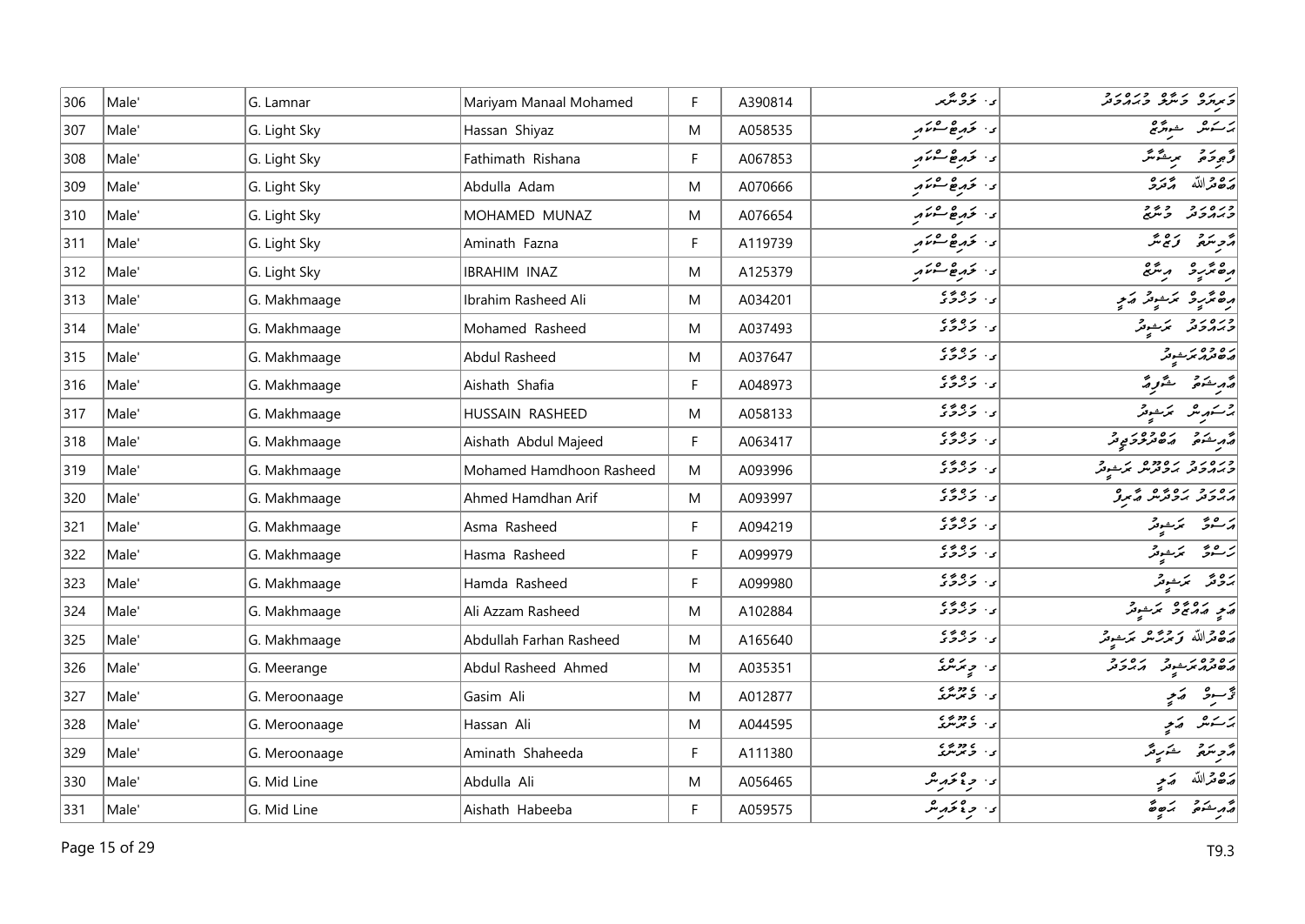| 306 | Male' | G. Lamnar | Mariyam Manaal Mohamed | F | A390814 | ގ. ލަމްނާރ | މަރިޔަމް މަނާލް މުޙައްމަދު |
|---|---|---|---|---|---|---|---|
| 307 | Male' | G. Light Sky | Hassan Shiyaz | M | A058535 | ގ. ލައިޓްސްކައި | ޙަސަން ޝިޔާޒް |
| 308 | Male' | G. Light Sky | Fathimath Rishana | F | A067853 | ގ. ލައިޓްސްކައި | ފާތިމަތު ރިޝާނާ |
| 309 | Male' | G. Light Sky | Abdulla Adam | M | A070666 | ގ. ލައިޓްސްކައި | އަބްދުﷲ އާދަމް |
| 310 | Male' | G. Light Sky | MOHAMED MUNAZ | M | A076654 | ގ. ލައިޓްސްކައި | މުޙައްމަދު މުނާޒް |
| 311 | Male' | G. Light Sky | Aminath Fazna | F | A119739 | ގ. ލައިޓްސްކައި | އާމިނަތު ފަޒްނާ |
| 312 | Male' | G. Light Sky | IBRAHIM INAZ | M | A125379 | ގ. ލައިޓްސްކައި | އިބްރާހީމް އިނާޒް |
| 313 | Male' | G. Makhmaage | Ibrahim Rasheed Ali | M | A034201 | ގ. މަޚްމާގެ | އިބްރާހީމް ރަޝީދު އަލި |
| 314 | Male' | G. Makhmaage | Mohamed Rasheed | M | A037493 | ގ. މަޚްމާގެ | މުޙައްމަދު ރަޝީދު |
| 315 | Male' | G. Makhmaage | Abdul Rasheed | M | A037647 | ގ. މަޚްމާގެ | އަބްދުއްރަޝީދު |
| 316 | Male' | G. Makhmaage | Aishath Shafia | F | A048973 | ގ. މަޚްމާގެ | އައިޝަތު ޝާފިއާ |
| 317 | Male' | G. Makhmaage | HUSSAIN RASHEED | M | A058133 | ގ. މަޚްމާގެ | ޙުސައިން ރަޝީދު |
| 318 | Male' | G. Makhmaage | Aishath Abdul Majeed | F | A063417 | ގ. މަޚްމާގެ | އައިޝަތު އަބްދުލްމަޖީދު |
| 319 | Male' | G. Makhmaage | Mohamed Hamdhoon Rasheed | M | A093996 | ގ. މަޚްމާގެ | މުޙައްމަދު ހަމްދޫން ރަޝީދު |
| 320 | Male' | G. Makhmaage | Ahmed Hamdhan Arif | M | A093997 | ގ. މަޚްމާގެ | އަޙްމަދު ހަމްދާން އާރިފް |
| 321 | Male' | G. Makhmaage | Asma Rasheed | F | A094219 | ގ. މަޚްމާގެ | އަސްމާ ރަޝީދު |
| 322 | Male' | G. Makhmaage | Hasma Rasheed | F | A099979 | ގ. މަޚްމާގެ | ހަސްމާ ރަޝީދު |
| 323 | Male' | G. Makhmaage | Hamda Rasheed | F | A099980 | ގ. މަޚްމާގެ | ހަމްދާ ރަޝީދު |
| 324 | Male' | G. Makhmaage | Ali Azzam Rasheed | M | A102884 | ގ. މަޚްމާގެ | އަލި އައްޒާމް ރަޝީދު |
| 325 | Male' | G. Makhmaage | Abdullah Farhan Rasheed | M | A165640 | ގ. މަޚްމާގެ | އަބްދުﷲ ފަރުހާން ރަޝީދު |
| 326 | Male' | G. Meerange | Abdul Rasheed Ahmed | M | A035351 | ގ. މީރަންގެ | އަބްދުއްރަޝީދު އަޙްމަދު |
| 327 | Male' | G. Meroonaage | Gasim Ali | M | A012877 | ގ. މެރޫނާގެ | ޤާސިމް އަލި |
| 328 | Male' | G. Meroonaage | Hassan Ali | M | A044595 | ގ. މެރޫނާގެ | ޙަސަން އަލި |
| 329 | Male' | G. Meroonaage | Aminath Shaheeda | F | A111380 | ގ. މެރޫނާގެ | އާމިނަތު ޝަހީދާ |
| 330 | Male' | G. Mid Line | Abdulla Ali | M | A056465 | ގ. މިޑްލައިން | އަބްދުﷲ އަލި |
| 331 | Male' | G. Mid Line | Aishath Habeeba | F | A059575 | ގ. މިޑްލައިން | އައިޝަތު ހަބީބާ |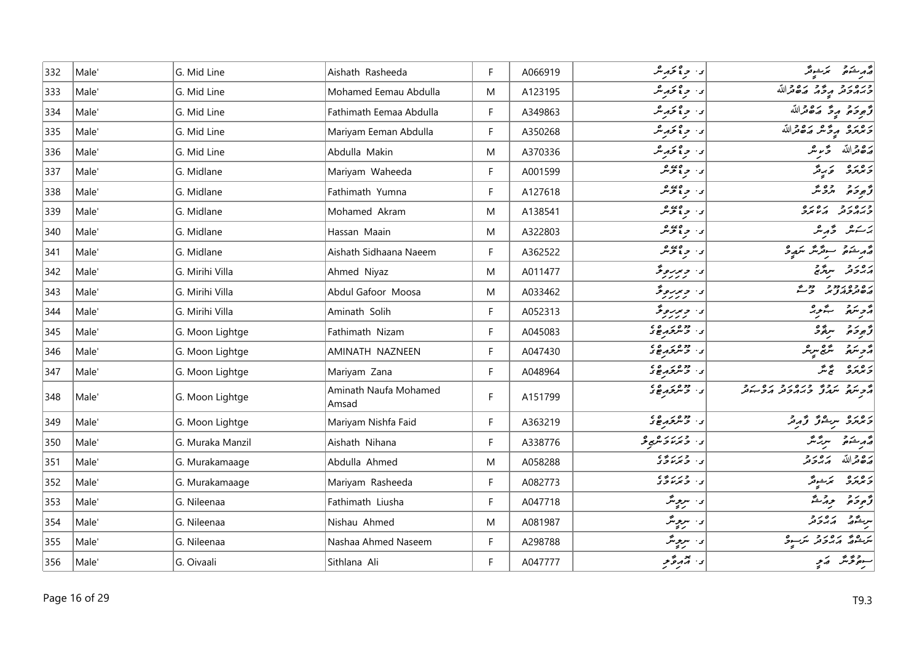| 332 | Male' | G. Mid Line | Aishath Rasheeda | F | A066919 | ގ. މިޑްލައިން | ޢާއިޝަތު ރަޝީދާ |
|---|---|---|---|---|---|---|---|
| 333 | Male' | G. Mid Line | Mohamed Eemau Abdulla | M | A123195 | ގ. މިޑްލައިން | މުހައްމަދު އީމާއު އަބްދުﷲ |
| 334 | Male' | G. Mid Line | Fathimath Eemaa Abdulla | F | A349863 | ގ. މިޑްލައިން | ފާތިމަތު އީމާ އަބްދުﷲ |
| 335 | Male' | G. Mid Line | Mariyam Eeman Abdulla | F | A350268 | ގ. މިޑްލައިން | މަރިޔަމް އީމާން އަބްދުﷲ |
| 336 | Male' | G. Mid Line | Abdulla Makin | M | A370336 | ގ. މިޑްލައިން | އަބްދުﷲ މާކިން |
| 337 | Male' | G. Midlane | Mariyam Waheeda | F | A001599 | ގ. މިޑްލޭން | މަރިޔަމް ވަހީދާ |
| 338 | Male' | G. Midlane | Fathimath Yumna | F | A127618 | ގ. މިޑްލޭން | ފާތިމަތު ޔުމްނާ |
| 339 | Male' | G. Midlane | Mohamed Akram | M | A138541 | ގ. މިޑްލޭން | މުހައްމަދު އަކްރަމް |
| 340 | Male' | G. Midlane | Hassan Maain | M | A322803 | ގ. މިޑްލޭން | ހަސަން މާއިން |
| 341 | Male' | G. Midlane | Aishath Sidhaana Naeem | F | A362522 | ގ. މިޑްލޭން | ޢާއިޝަތު ސިދާނާ ނައީމް |
| 342 | Male' | G. Mirihi Villa | Ahmed Niyaz | M | A011477 | ގ. މިރިހިވިލާ | އަހްމަދު ނިޔާޒު |
| 343 | Male' | G. Mirihi Villa | Abdul Gafoor Moosa | M | A033462 | ގ. މިރިހިވިލާ | އަބްދުލްޣަފޫރު މޫސާ |
| 344 | Male' | G. Mirihi Villa | Aminath Solih | F | A052313 | ގ. މިރިހިވިލާ | އާމިނަތު ސާލިހު |
| 345 | Male' | G. Moon Lightge | Fathimath Nizam | F | A045083 | ގ. މޫންލައިޓްގެ | ފާތިމަތު ނިޒާމް |
| 346 | Male' | G. Moon Lightge | AMINATH NAZNEEN | F | A047430 | ގ. މޫންލައިޓްގެ | އާމިނަތު ނާޒްނީން |
| 347 | Male' | G. Moon Lightge | Mariyam Zana | F | A048964 | ގ. މޫންލައިޓްގެ | މަރިޔަމް ޒަނާ |
| 348 | Male' | G. Moon Lightge | Aminath Naufa Mohamed Amsad | F | A151799 | ގ. މޫންލައިޓްގެ | އާމިނަތު ނައުފާ މުހައްމަދު އަމްސަދު |
| 349 | Male' | G. Moon Lightge | Mariyam Nishfa Faid | F | A363219 | ގ. މޫންލައިޓްގެ | މަރިޔަމް ނިޝްފާ ފާއިދު |
| 350 | Male' | G. Muraka Manzil | Aishath Nihana | F | A338776 | ގ. މުރަކަމަންޒިލް | ޢާއިޝަތު ނިހާނާ |
| 351 | Male' | G. Murakamaage | Abdulla Ahmed | M | A058288 | ގ. މުރަކަމާގެ | އަބްދުﷲ އަހްމަދު |
| 352 | Male' | G. Murakamaage | Mariyam Rasheeda | F | A082773 | ގ. މުރަކަމާގެ | މަރިޔަމް ރަޝީދާ |
| 353 | Male' | G. Nileenaa | Fathimath Liusha | F | A047718 | ގ. ނިލީނާ | ފާތިމަތު ލިއުޝާ |
| 354 | Male' | G. Nileenaa | Nishau Ahmed | M | A081987 | ގ. ނިލީނާ | ނިޝާއު އަހްމަދު |
| 355 | Male' | G. Nileenaa | Nashaa Ahmed Naseem | F | A298788 | ގ. ނިލީނާ | ނަޝާއާ އަހްމަދު ނަސީމް |
| 356 | Male' | G. Oivaali | Sithlana Ali | F | A047777 | ގ. އޮއިވާލި | ސިތުލާނާ އަލި |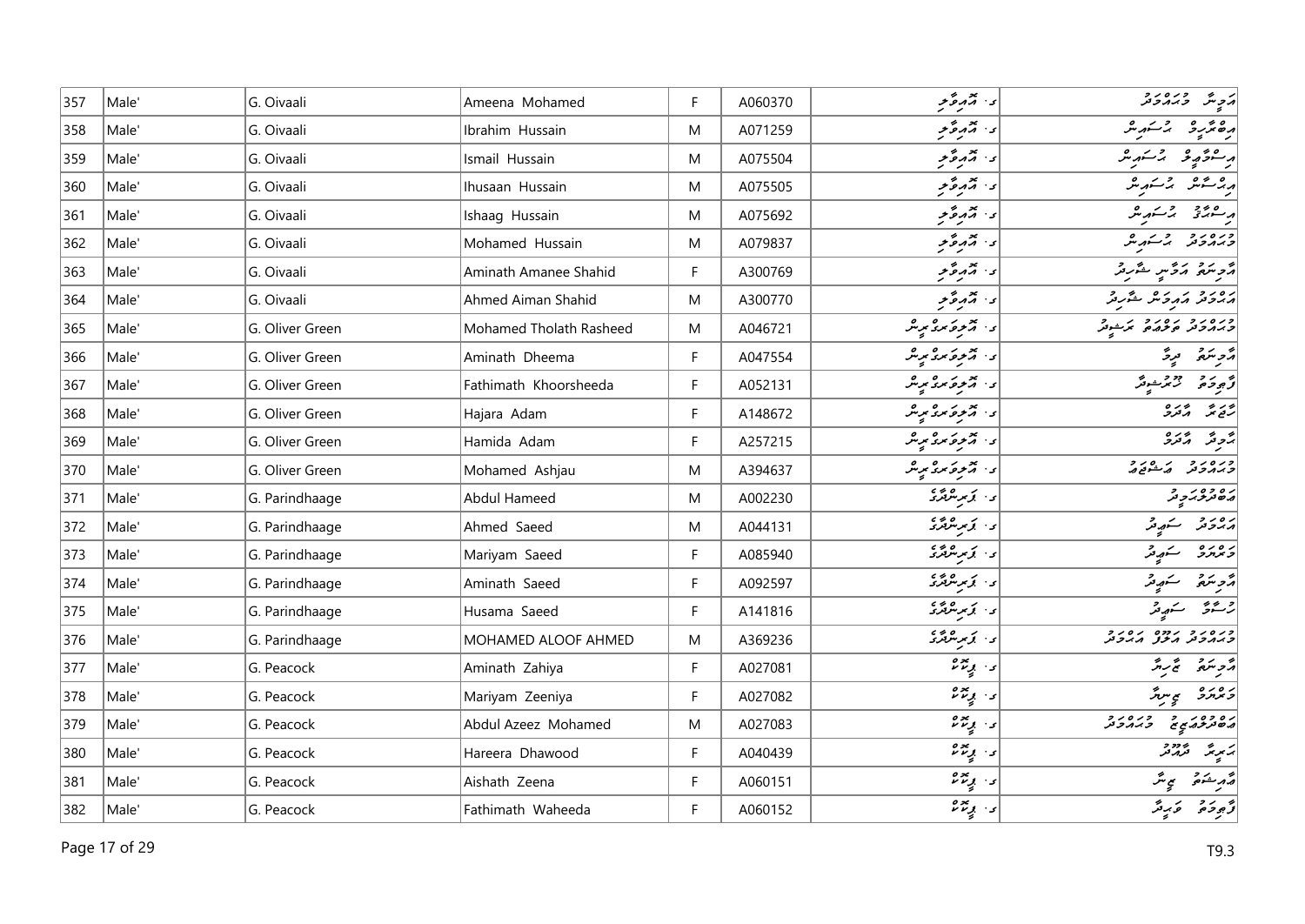| 357 | Male' | G. Oivaali | Ameena Mohamed | F | A060370 | ގ. އޮއިވާލި | އަމީނާ މުހައްމަދު |
|---|---|---|---|---|---|---|---|
| 358 | Male' | G. Oivaali | Ibrahim Hussain | M | A071259 | ގ. އޮއިވާލި | އިބްރާހީމް ހުސައިން |
| 359 | Male' | G. Oivaali | Ismail Hussain | M | A075504 | ގ. އޮއިވާލި | އިސްމާއިލް ހުސައިން |
| 360 | Male' | G. Oivaali | Ihusaan Hussain | M | A075505 | ގ. އޮއިވާލި | އިހުސާން ހުސައިން |
| 361 | Male' | G. Oivaali | Ishaag Hussain | M | A075692 | ގ. އޮއިވާލި | އިސްހާގު ހުސައިން |
| 362 | Male' | G. Oivaali | Mohamed Hussain | M | A079837 | ގ. އޮއިވާލި | މުހައްމަދު ހުސައިން |
| 363 | Male' | G. Oivaali | Aminath Amanee Shahid | F | A300769 | ގ. އޮއިވާލި | އާމިނަތު އަމާނީ ޝާހިދު |
| 364 | Male' | G. Oivaali | Ahmed Aiman Shahid | M | A300770 | ގ. އޮއިވާލި | އަހުމަދު އައިމަން ޝާހިދު |
| 365 | Male' | G. Oliver Green | Mohamed Tholath Rasheed | M | A046721 | ގ. އޮލިވަރގްރީން | މުހައްމަދު ޘަލާޘް ރަޝީދު |
| 366 | Male' | G. Oliver Green | Aminath Dheema | F | A047554 | ގ. އޮލިވަރގްރީން | އާމިނަތު ދީމާ |
| 367 | Male' | G. Oliver Green | Fathimath Khoorsheeda | F | A052131 | ގ. އޮލިވަރގްރީން | ފާތިމަތު ޚޫރުޝީދާ |
| 368 | Male' | G. Oliver Green | Hajara Adam | F | A148672 | ގ. އޮލިވަރގްރީން | ހާޖަރާ އާދަމް |
| 369 | Male' | G. Oliver Green | Hamida Adam | F | A257215 | ގ. އޮލިވަރގްރީން | ހާމިދާ އާދަމް |
| 370 | Male' | G. Oliver Green | Mohamed Ashjau | M | A394637 | ގ. އޮލިވަރގްރީން | މުހައްމަދު އަޝްޖަޢު |
| 371 | Male' | G. Parindhaage | Abdul Hameed | M | A002230 | ގ. ޕެރިންދާގެ | އަބްދުލްހަމީދު |
| 372 | Male' | G. Parindhaage | Ahmed Saeed | M | A044131 | ގ. ޕެރިންދާގެ | އަހުމަދު ސައީދު |
| 373 | Male' | G. Parindhaage | Mariyam Saeed | F | A085940 | ގ. ޕެރިންދާގެ | މަރިޔަމް ސައީދު |
| 374 | Male' | G. Parindhaage | Aminath Saeed | F | A092597 | ގ. ޕެރިންދާގެ | އާމިނަތު ސައީދު |
| 375 | Male' | G. Parindhaage | Husama Saeed | F | A141816 | ގ. ޕެރިންދާގެ | ހުސާމާ ސައީދު |
| 376 | Male' | G. Parindhaage | MOHAMED ALOOF AHMED | M | A369236 | ގ. ޕެރިންދާގެ | މުހައްމަދު އަލޫފު އަހުމަދު |
| 377 | Male' | G. Peacock | Aminath Zahiya | F | A027081 | ގ. ޕީކޮކް | އާމިނަތު ޒާހިޔާ |
| 378 | Male' | G. Peacock | Mariyam Zeeniya | F | A027082 | ގ. ޕީކޮކް | މަރިޔަމް ޒީނިޔާ |
| 379 | Male' | G. Peacock | Abdul Azeez Mohamed | M | A027083 | ގ. ޕީކޮކް | އަބްދުލްޢަޒީޒު މުހައްމަދު |
| 380 | Male' | G. Peacock | Hareera Dhawood | F | A040439 | ގ. ޕީކޮކް | ހަރީރާ ދާއޫދު |
| 381 | Male' | G. Peacock | Aishath Zeena | F | A060151 | ގ. ޕީކޮކް | އައިޝަތު ޒީނާ |
| 382 | Male' | G. Peacock | Fathimath Waheeda | F | A060152 | ގ. ޕީކޮކް | ފާތިމަތު ވަހީދާ |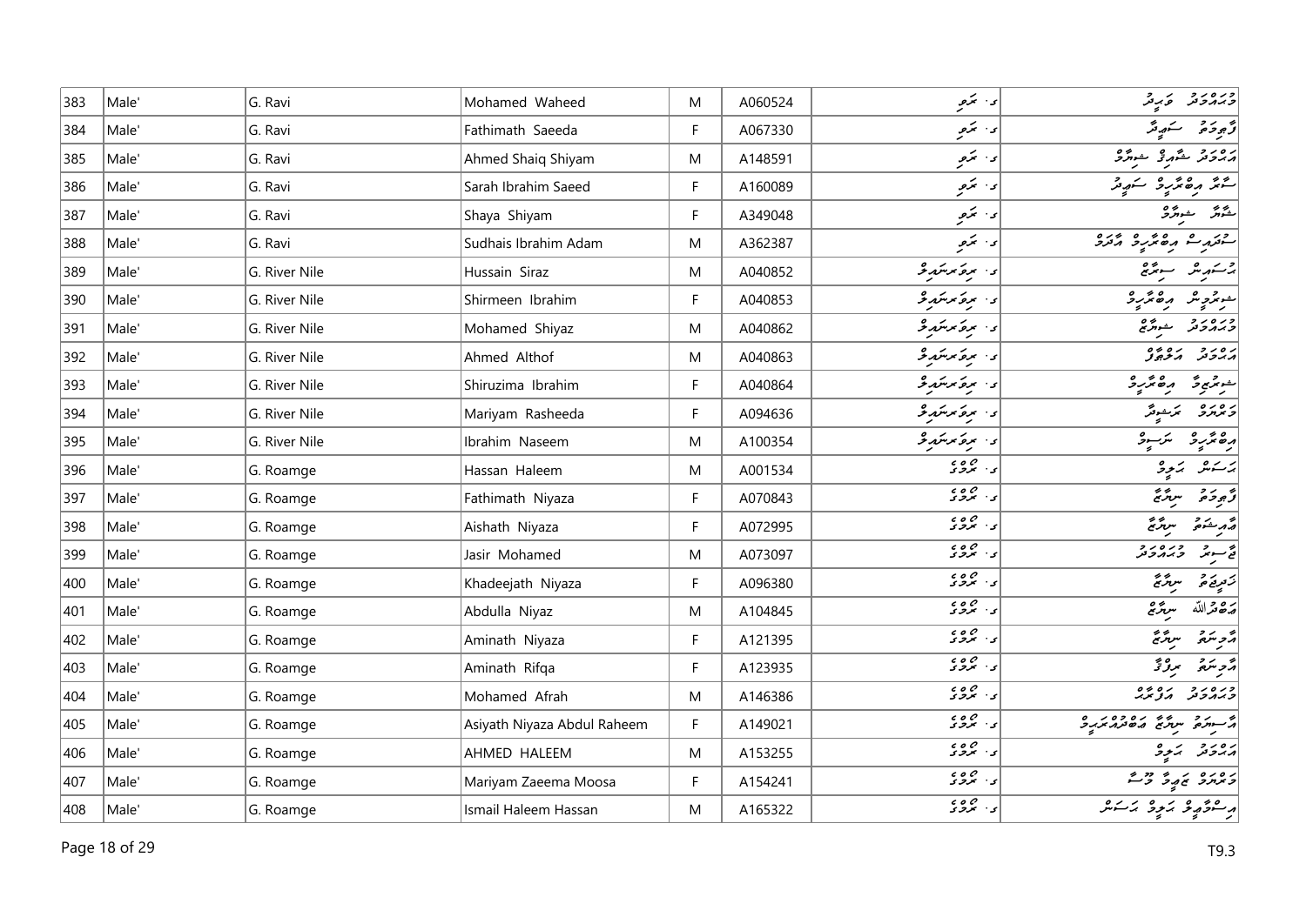| 383 | Male' | G. Ravi | Mohamed Waheed | M | A060524 | ގ. ރަވި | މުހައްމަދު ވަހީދު |
|---|---|---|---|---|---|---|---|
| 384 | Male' | G. Ravi | Fathimath Saeeda | F | A067330 | ގ. ރަވި | ފާތިމަތު ސައީދާ |
| 385 | Male' | G. Ravi | Ahmed Shaiq Shiyam | M | A148591 | ގ. ރަވި | އަހުމަދު ޝާއިގު ޝިޔާމު |
| 386 | Male' | G. Ravi | Sarah Ibrahim Saeed | F | A160089 | ގ. ރަވި | ސާރާ އިބްރާހީމް ސަޢީދު |
| 387 | Male' | G. Ravi | Shaya Shiyam | F | A349048 | ގ. ރަވި | ޝާޔާ ޝިޔާމު |
| 388 | Male' | G. Ravi | Sudhais Ibrahim Adam | M | A362387 | ގ. ރަވި | ސުދައިސް އިބްރާހީމް އާދަމް |
| 389 | Male' | G. River Nile | Hussain Siraz | M | A040852 | ގ. ރިވަރނައިލް | ހުސައިން ސިރާޒް |
| 390 | Male' | G. River Nile | Shirmeen Ibrahim | F | A040853 | ގ. ރިވަރނައިލް | ޝިރުމީން އިބްރާހީމް |
| 391 | Male' | G. River Nile | Mohamed Shiyaz | M | A040862 | ގ. ރިވަރނައިލް | މުހައްމަދު ޝިޔާޒް |
| 392 | Male' | G. River Nile | Ahmed Althof | M | A040863 | ގ. ރިވަރނައިލް | އަހުމަދު އަލްޠޯފް |
| 393 | Male' | G. River Nile | Shiruzima Ibrahim | F | A040864 | ގ. ރިވަރނައިލް | ޝިރުޒިމާ އިބްރާހީމް |
| 394 | Male' | G. River Nile | Mariyam Rasheeda | F | A094636 | ގ. ރިވަރނައިލް | މަރިޔަމް ރަޝީދާ |
| 395 | Male' | G. River Nile | Ibrahim Naseem | M | A100354 | ގ. ރިވަރނައިލް | އިބްރާހީމް ނަސީމް |
| 396 | Male' | G. Roamge | Hassan Haleem | M | A001534 | ގ. ރޯމްގެ | ހަސަން ހަލީމް |
| 397 | Male' | G. Roamge | Fathimath Niyaza | F | A070843 | ގ. ރޯމްގެ | ފާތިމަތު ނިޔާޒާ |
| 398 | Male' | G. Roamge | Aishath Niyaza | F | A072995 | ގ. ރޯމްގެ | އާއިޝަތު ނިޔާޒާ |
| 399 | Male' | G. Roamge | Jasir Mohamed | M | A073097 | ގ. ރޯމްގެ | ޖާސިރު މުހައްމަދު |
| 400 | Male' | G. Roamge | Khadeejath Niyaza | F | A096380 | ގ. ރޯމްގެ | ޚަދީޖަތު ނިޔާޒާ |
| 401 | Male' | G. Roamge | Abdulla Niyaz | M | A104845 | ގ. ރޯމްގެ | އަބްދުﷲ ނިޔާޒް |
| 402 | Male' | G. Roamge | Aminath Niyaza | F | A121395 | ގ. ރޯމްގެ | އާމިނަތު ނިޔާޒާ |
| 403 | Male' | G. Roamge | Aminath Rifqa | F | A123935 | ގ. ރޯމްގެ | އާމިނަތު ރިފްޤާ |
| 404 | Male' | G. Roamge | Mohamed Afrah | M | A146386 | ގ. ރޯމްގެ | މުހައްމަދު އަފްރާހް |
| 405 | Male' | G. Roamge | Asiyath Niyaza Abdul Raheem | F | A149021 | ގ. ރޯމްގެ | އާސިޔަތު ނިޔާޒާ އަބްދުއްރަހީމް |
| 406 | Male' | G. Roamge | AHMED HALEEM | M | A153255 | ގ. ރޯމްގެ | އަހުމަދު ހަލީމް |
| 407 | Male' | G. Roamge | Mariyam Zaeema Moosa | F | A154241 | ގ. ރޯމްގެ | މަރިޔަމް ޒައީމާ މޫސާ |
| 408 | Male' | G. Roamge | Ismail Haleem Hassan | M | A165322 | ގ. ރޯމްގެ | އިސްމާއީލް ހަލީމް ހަސަން |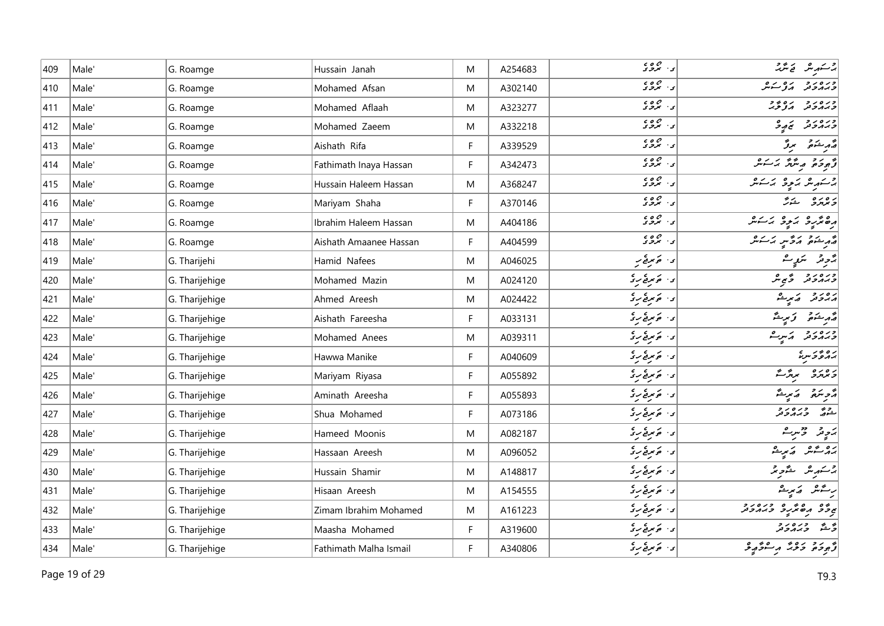| 409 | Male' | G. Roamge | Hussain Janah | M | A254683 | ގ. ރޯމްގެ | ޙުސައިން ޖަނާޙް |
|---|---|---|---|---|---|---|---|
| 410 | Male' | G. Roamge | Mohamed Afsan | M | A302140 | ގ. ރޯމްގެ | މުޙައްމަދު އަފްސަން |
| 411 | Male' | G. Roamge | Mohamed Aflaah | M | A323277 | ގ. ރޯމްގެ | މުޙައްމަދު އަފްލާޙް |
| 412 | Male' | G. Roamge | Mohamed Zaeem | M | A332218 | ގ. ރޯމްގެ | މުޙައްމަދު ޒަޢީމް |
| 413 | Male' | G. Roamge | Aishath Rifa | F | A339529 | ގ. ރޯމްގެ | އާއިޝަތު ރިފާ |
| 414 | Male' | G. Roamge | Fathimath Inaya Hassan | F | A342473 | ގ. ރޯމްގެ | ފާތިމަތު އިނާޔާ ޙަސަން |
| 415 | Male' | G. Roamge | Hussain Haleem Hassan | M | A368247 | ގ. ރޯމްގެ | ޙުސައިން ހަލީމް ޙަސަން |
| 416 | Male' | G. Roamge | Mariyam Shaha | F | A370146 | ގ. ރޯމްގެ | މަރިޔަމް ޝަހާ |
| 417 | Male' | G. Roamge | Ibrahim Haleem Hassan | M | A404186 | ގ. ރޯމްގެ | އިބްރާހީމް ހަލީމް ޙަސަން |
| 418 | Male' | G. Roamge | Aishath Amaanee Hassan | F | A404599 | ގ. ރޯމްގެ | އާއިޝަތު އަމާނީ ޙަސަން |
| 419 | Male' | G. Tharijehi | Hamid Nafees | M | A046025 | ގ. ތަރިޖެހި | ހާމިދު ނަފީސް |
| 420 | Male' | G. Tharijehige | Mohamed Mazin | M | A024120 | ގ. ތަރިޖެހިގެ | މުޙައްމަދު މާޒިން |
| 421 | Male' | G. Tharijehige | Ahmed Areesh | M | A024422 | ގ. ތަރިޖެހިގެ | އަޙްމަދު އަރީޝް |
| 422 | Male' | G. Tharijehige | Aishath Fareesha | F | A033131 | ގ. ތަރިޖެހިގެ | އާއިޝަތު ފަރީޝާ |
| 423 | Male' | G. Tharijehige | Mohamed Anees | M | A039311 | ގ. ތަރިޖެހިގެ | މުޙައްމަދު އަނީސް |
| 424 | Male' | G. Tharijehige | Hawwa Manike | F | A040609 | ގ. ތަރިޖެހިގެ | ޙައްވާމަނިކެ |
| 425 | Male' | G. Tharijehige | Mariyam Riyasa | F | A055892 | ގ. ތަރިޖެހިގެ | މަރިޔަމް ރިޔާސާ |
| 426 | Male' | G. Tharijehige | Aminath Areesha | F | A055893 | ގ. ތަރިޖެހިގެ | އާމިނަތު އަރީޝާ |
| 427 | Male' | G. Tharijehige | Shua Mohamed | F | A073186 | ގ. ތަރިޖެހިގެ | ޝުއާ މުޙައްމަދު |
| 428 | Male' | G. Tharijehige | Hameed Moonis | M | A082187 | ގ. ތަރިޖެހިގެ | ހަމީދު މޫނިސް |
| 429 | Male' | G. Tharijehige | Hassaan Areesh | M | A096052 | ގ. ތަރިޖެހިގެ | ހައްސާން އަރީޝް |
| 430 | Male' | G. Tharijehige | Hussain Shamir | M | A148817 | ގ. ތަރިޖެހިގެ | ޙުސައިން ޝާމިރު |
| 431 | Male' | G. Tharijehige | Hisaan Areesh | M | A154555 | ގ. ތަރިޖެހިގެ | ހިސާން އަރީޝް |
| 432 | Male' | G. Tharijehige | Zimam Ibrahim Mohamed | M | A161223 | ގ. ތަރިޖެހިގެ | ޒިމާމް އިބްރާހީމް މުޙައްމަދު |
| 433 | Male' | G. Tharijehige | Maasha Mohamed | F | A319600 | ގ. ތަރިޖެހިގެ | މާޝާ މުޙައްމަދު |
| 434 | Male' | G. Tharijehige | Fathimath Malha Ismail | F | A340806 | ގ. ތަރިޖެހިގެ | ފާތިމަތު މަލްހާ އިސްމާޢީލް |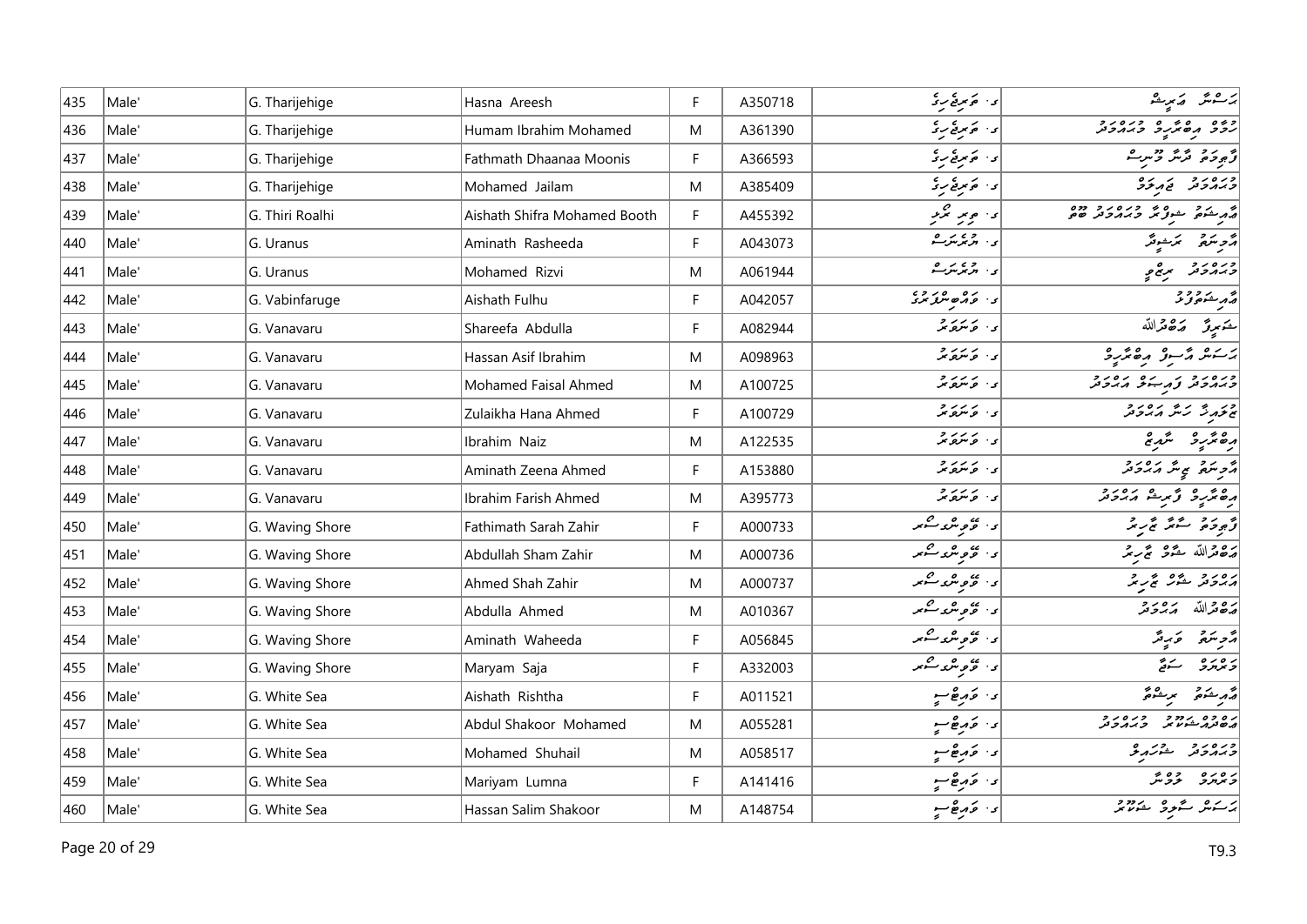| 435 | Male' | G. Tharijehige | Hasna Areesh | F | A350718 | ގ. ތަރިޖެހިގެ | ހަސްނާ އަރީޝް |
|---|---|---|---|---|---|---|---|
| 436 | Male' | G. Tharijehige | Humam Ibrahim Mohamed | M | A361390 | ގ. ތަރިޖެހިގެ | ހުމާމް އިބްރާހީމް މުހައްމަދު |
| 437 | Male' | G. Tharijehige | Fathmath Dhaanaa Moonis | F | A366593 | ގ. ތަރިޖެހިގެ | ފާތިމަތު ދާނާ މޫނިސް |
| 438 | Male' | G. Tharijehige | Mohamed Jailam | M | A385409 | ގ. ތަރިޖެހިގެ | މުހައްމަދު ޖައިލަމް |
| 439 | Male' | G. Thiri Roalhi | Aishath Shifra Mohamed Booth | F | A455392 | ގ. ތިރި ރޯޅި | އައިޝަތު ޝިފްރާ މުހައްމަދު ބޫތު |
| 440 | Male' | G. Uranus | Aminath Rasheeda | F | A043073 | ގ. យުރޭނަސް | އާމިނަތު ރަޝީދާ |
| 441 | Male' | G. Uranus | Mohamed Rizvi | M | A061944 | ގ. ޔުރޭނަސް | މުހައްމަދު ރިޒްވީ |
| 442 | Male' | G. Vabinfaruge | Aishath Fulhu | F | A042057 | ގ. ވައިބިންފަރުގެ | އައިޝަތުފުޅު |
| 443 | Male' | G. Vanavaru | Shareefa Abdulla | F | A082944 | ގ. ވަނަވަރު | ޝަރީފާ އަބްދުﷲ |
| 444 | Male' | G. Vanavaru | Hassan Asif Ibrahim | M | A098963 | ގ. ވަނަވަރު | ހަސަން އާސިފު އިބްރާހީމް |
| 445 | Male' | G. Vanavaru | Mohamed Faisal Ahmed | M | A100725 | ގ. ވަނަވަރު | މުހައްމަދު ފައިސަލް އަހްމަދު |
| 446 | Male' | G. Vanavaru | Zulaikha Hana Ahmed | F | A100729 | ގ. ވަނަވަރު | ޒުލައިޚާ ހަނާ އަހްމަދު |
| 447 | Male' | G. Vanavaru | Ibrahim Naiz | M | A122535 | ގ. ވަނަވަރު | އިބްރާހީމް ނާއިޒް |
| 448 | Male' | G. Vanavaru | Aminath Zeena Ahmed | F | A153880 | ގ. ވަނަވަރު | އާމިނަތު ޒީނާ އަހްމަދު |
| 449 | Male' | G. Vanavaru | Ibrahim Farish Ahmed | M | A395773 | ގ. ވަނަވަރު | އިބްރާހީމް ފާރިޝް އަހްމަދު |
| 450 | Male' | G. Waving Shore | Fathimath Sarah Zahir | F | A000733 | ގ. ވޭވިންގ ޝޯރ | ފާތިމަތު ސާރާ ޒާހިރު |
| 451 | Male' | G. Waving Shore | Abdullah Sham Zahir | M | A000736 | ގ. ވޭވިންގ ޝޯރ | އަބްދުﷲ ޝާމް ޒާހިރު |
| 452 | Male' | G. Waving Shore | Ahmed Shah Zahir | M | A000737 | ގ. ވޭވިންގ ޝޯރ | އަހްމަދު ޝާހް ޒާހިރު |
| 453 | Male' | G. Waving Shore | Abdulla Ahmed | M | A010367 | ގ. ވޭވިންގ ޝޯރ | އަބްދުﷲ އަހްމަދު |
| 454 | Male' | G. Waving Shore | Aminath Waheeda | F | A056845 | ގ. ވޭވިންގ ޝޯރ | އާމިނަތު ވަހީދާ |
| 455 | Male' | G. Waving Shore | Maryam Saja | F | A332003 | ގ. ވޭވިންގ ޝޯރ | މަރްޔަމް ސަޖާ |
| 456 | Male' | G. White Sea | Aishath Rishtha | F | A011521 | ގ. ވައިޓްސީ | އައިޝަތު ރިޝްތާ |
| 457 | Male' | G. White Sea | Abdul Shakoor Mohamed | M | A055281 | ގ. ވައިޓްސީ | އަބްދުލްޝަކޫރު މުހައްމަދު |
| 458 | Male' | G. White Sea | Mohamed Shuhail | M | A058517 | ގ. ވައިޓްސީ | މުހައްމަދު ޝުހައިލް |
| 459 | Male' | G. White Sea | Mariyam Lumna | F | A141416 | ގ. ވައިޓްސީ | މަރިޔަމް ލުމްނާ |
| 460 | Male' | G. White Sea | Hassan Salim Shakoor | M | A148754 | ގ. ވައިޓްސީ | ހަސަން ސާލިމް ޝަކޫރު |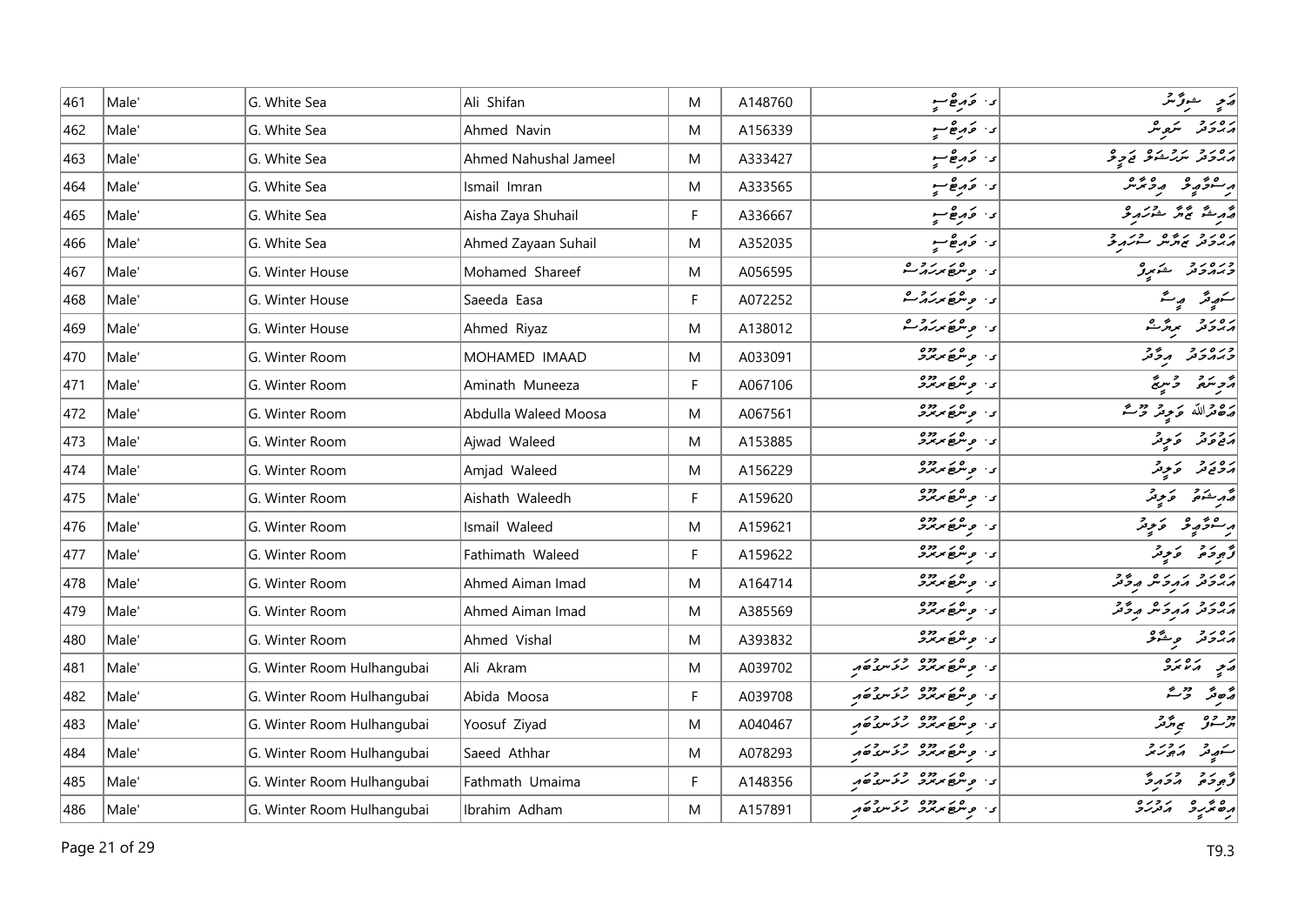| 461 | Male' | G. White Sea | Ali Shifan | M | A148760 | ގ. ވައިޓްސީ | އަލި ޝިފާން |
|---|---|---|---|---|---|---|---|
| 462 | Male' | G. White Sea | Ahmed Navin | M | A156339 | ގ. ވައިޓްސީ | އަޙްމަދު ނަވިން |
| 463 | Male' | G. White Sea | Ahmed Nahushal Jameel | M | A333427 | ގ. ވައިޓްސީ | އަޙްމަދު ނަހުޝަލް ޖަމީލް |
| 464 | Male' | G. White Sea | Ismail Imran | M | A333565 | ގ. ވައިޓްސީ | އިސްމާޢީލް އިމްރާން |
| 465 | Male' | G. White Sea | Aisha Zaya Shuhail | F | A336667 | ގ. ވައިޓްސީ | ޢާއިޝާ ޒާޔާ ޝުހައިލް |
| 466 | Male' | G. White Sea | Ahmed Zayaan Suhail | M | A352035 | ގ. ވައިޓްސީ | އަޙްމަދު ޒަޔާން ސުހައިލް |
| 467 | Male' | G. Winter House | Mohamed Shareef | M | A056595 | ގ. ވިންޓަރހައުސް | މުޙައްމަދު ޝަރީފް |
| 468 | Male' | G. Winter House | Saeeda Easa | F | A072252 | ގ. ވިންޓަރހައުސް | ސައީދާ ޢީސާ |
| 469 | Male' | G. Winter House | Ahmed Riyaz | M | A138012 | ގ. ވިންޓަރހައުސް | އަޙްމަދު ރިޔާޟް |
| 470 | Male' | G. Winter Room | MOHAMED IMAAD | M | A033091 | ގ. ވިންޓަރރޫމް | މުޙައްމަދު އިމާދު |
| 471 | Male' | G. Winter Room | Aminath Muneeza | F | A067106 | ގ. ވިންޓަރރޫމް | އާމިނަތު މުނީޒާ |
| 472 | Male' | G. Winter Room | Abdulla Waleed Moosa | M | A067561 | ގ. ވިންޓަރރޫމް | އަބްދުﷲ ވަލީދު މޫސާ |
| 473 | Male' | G. Winter Room | Ajwad Waleed | M | A153885 | ގ. ވިންޓަރރޫމް | އަޖްވަދު ވަލީދު |
| 474 | Male' | G. Winter Room | Amjad Waleed | M | A156229 | ގ. ވިންޓަރރޫމް | އަމްޖަދު ވަލީދު |
| 475 | Male' | G. Winter Room | Aishath Waleedh | F | A159620 | ގ. ވިންޓަރރޫމް | ޢާއިޝަތު ވަލީދު |
| 476 | Male' | G. Winter Room | Ismail Waleed | M | A159621 | ގ. ވިންޓަރރޫމް | އިސްމާޢީލް ވަލީދު |
| 477 | Male' | G. Winter Room | Fathimath Waleed | F | A159622 | ގ. ވިންޓަރރޫމް | ފާތިމަތު ވަލީދު |
| 478 | Male' | G. Winter Room | Ahmed Aiman Imad | M | A164714 | ގ. ވިންޓަރރޫމް | އަޙްމަދު އައިމަން އިމާދު |
| 479 | Male' | G. Winter Room | Ahmed Aiman Imad | M | A385569 | ގ. ވިންޓަރރޫމް | އަޙްމަދު އައިމަން އިމާދު |
| 480 | Male' | G. Winter Room | Ahmed Vishal | M | A393832 | ގ. ވިންޓަރރޫމް | އަޙްމަދު ވިޝާލް |
| 481 | Male' | G. Winter Room Hulhangubai | Ali Akram | M | A039702 | ގ. ވިންޓަރރޫމް ހުޅަނގުބައި | އަލި އަކްރަމް |
| 482 | Male' | G. Winter Room Hulhangubai | Abida Moosa | F | A039708 | ގ. ވިންޓަރރޫމް ހުޅަނގުބައި | އާބިދާ މޫސާ |
| 483 | Male' | G. Winter Room Hulhangubai | Yoosuf Ziyad | M | A040467 | ގ. ވިންޓަރރޫމް ހުޅަނގުބައި | ޔޫސުފް ޒިޔާދު |
| 484 | Male' | G. Winter Room Hulhangubai | Saeed Athhar | M | A078293 | ގ. ވިންޓަރރޫމް ހުޅަނގުބައި | ސަޢީދު އަތުހަރު |
| 485 | Male' | G. Winter Room Hulhangubai | Fathmath Umaima | F | A148356 | ގ. ވިންޓަރރޫމް ހުޅަނގުބައި | ފާތިމަތު އުމައިމާ |
| 486 | Male' | G. Winter Room Hulhangubai | Ibrahim Adham | M | A157891 | ގ. ވިންޓަރރޫމް ހުޅަނގުބައި | އިބްރާހީމް އަދުހަމް |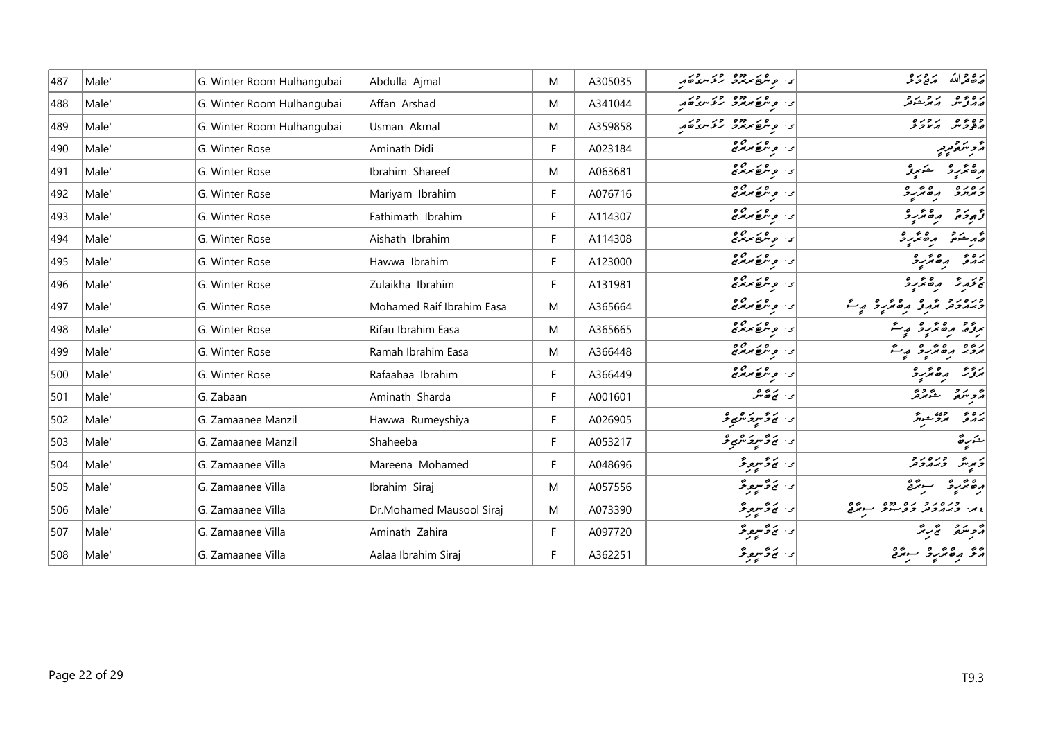| 487 | Male' | G. Winter Room Hulhangubai | Abdulla Ajmal | M | A305035 | ގ. ވިންޓަރރޫމް ހުޅަނގުބައި | އަބްދުﷲ އަޖުމަލް |
|---|---|---|---|---|---|---|---|
| 488 | Male' | G. Winter Room Hulhangubai | Affan Arshad | M | A341044 | ގ. ވިންޓަރރޫމް ހުޅަނގުބައި | އައްފާން އަރުޝަދު |
| 489 | Male' | G. Winter Room Hulhangubai | Usman Akmal | M | A359858 | ގ. ވިންޓަރރޫމް ހުޅަނގުބައި | އުސްމާން އަކްމަލް |
| 490 | Male' | G. Winter Rose | Aminath Didi | F | A023184 | ގ. ވިންޓަރރޯޒް | އާމިނަތުދީދީ |
| 491 | Male' | G. Winter Rose | Ibrahim Shareef | M | A063681 | ގ. ވިންޓަރރޯޒް | އިބްރާހީމް ޝަރީފް |
| 492 | Male' | G. Winter Rose | Mariyam Ibrahim | F | A076716 | ގ. ވިންޓަރރޯޒް | މަރިޔަމް އިބްރާހީމް |
| 493 | Male' | G. Winter Rose | Fathimath Ibrahim | F | A114307 | ގ. ވިންޓަރރޯޒް | ފާތިމަތު އިބްރާހީމް |
| 494 | Male' | G. Winter Rose | Aishath Ibrahim | F | A114308 | ގ. ވިންޓަރރޯޒް | އާއިޝަތު އިބްރާހީމް |
| 495 | Male' | G. Winter Rose | Hawwa Ibrahim | F | A123000 | ގ. ވިންޓަރރޯޒް | ހައްވާ އިބްރާހީމް |
| 496 | Male' | G. Winter Rose | Zulaikha Ibrahim | F | A131981 | ގ. ވިންޓަރރޯޒް | ޒުލައިޚާ އިބްރާހީމް |
| 497 | Male' | G. Winter Rose | Mohamed Raif Ibrahim Easa | M | A365664 | ގ. ވިންޓަރރޯޒް | މުޙައްމަދު ރާއިފް އިބްރާހީމް ޢީސާ |
| 498 | Male' | G. Winter Rose | Rifau Ibrahim Easa | M | A365665 | ގ. ވިންޓަރރޯޒް | ރިފާއު އިބްރާހީމް ޢީސާ |
| 499 | Male' | G. Winter Rose | Ramah Ibrahim Easa | M | A366448 | ގ. ވިންޓަރރޯޒް | ރަމާހް އިބްރާހީމް ޢީސާ |
| 500 | Male' | G. Winter Rose | Rafaahaa Ibrahim | F | A366449 | ގ. ވިންޓަރރޯޒް | ރަފާހާ އިބްރާހީމް |
| 501 | Male' | G. Zabaan | Aminath Sharda | F | A001601 | ގ. ޒަބާން | އާމިނަތު ޝާރދާ |
| 502 | Male' | G. Zamaanee Manzil | Hawwa Rumeyshiya | F | A026905 | ގ. ޒަމާނީމަންޒިލް | ހައްވާ ރުމޭޝިޔާ |
| 503 | Male' | G. Zamaanee Manzil | Shaheeba | F | A053217 | ގ. ޒަމާނީމަންޒިލް | ޝަހީބާ |
| 504 | Male' | G. Zamaanee Villa | Mareena Mohamed | F | A048696 | ގ. ޒަމާނީވިލާ | މަރީނާ މުޙައްމަދު |
| 505 | Male' | G. Zamaanee Villa | Ibrahim Siraj | M | A057556 | ގ. ޒަމާނީވިލާ | އިބްރާހީމް ސިރާޖު |
| 506 | Male' | G. Zamaanee Villa | Dr.Mohamed Mausool Siraj | M | A073390 | ގ. ޒަމާނީވިލާ | ޑރ. މުޙައްމަދު މައުޞޫލް ސިރާޖު |
| 507 | Male' | G. Zamaanee Villa | Aminath Zahira | F | A097720 | ގ. ޒަމާނީވިލާ | އާމިނަތު ޒާހިރާ |
| 508 | Male' | G. Zamaanee Villa | Aalaa Ibrahim Siraj | F | A362251 | ގ. ޒަމާނީވިލާ | އާލާ އިބްރާހީމް ސިރާޖު |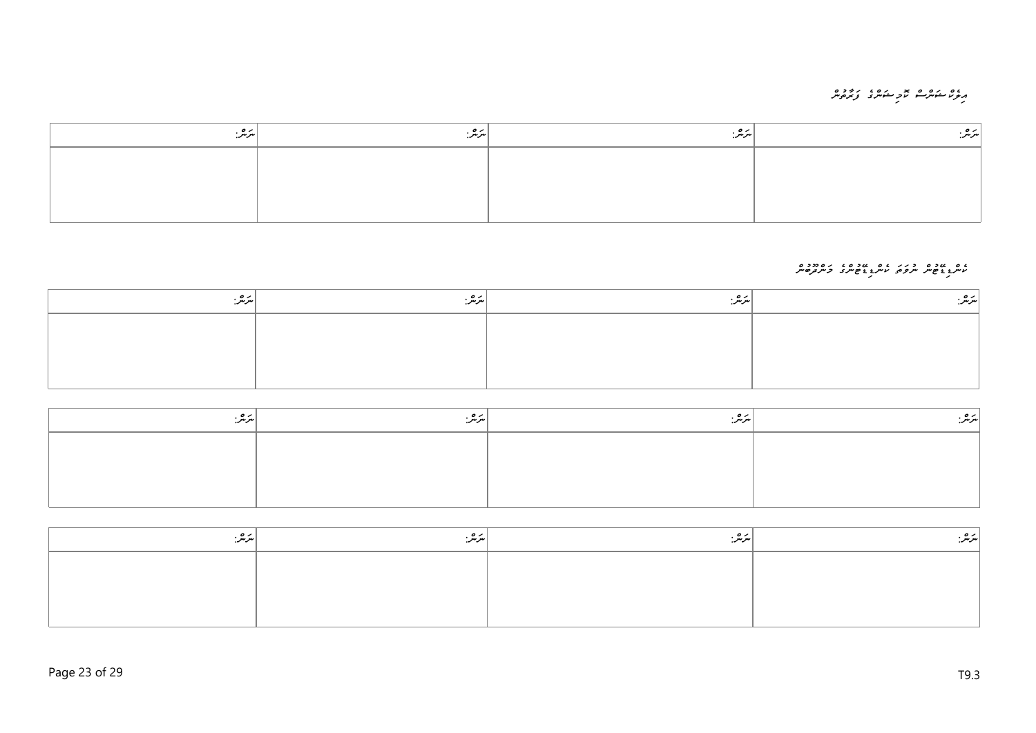# އިލެކްޝަންސް ކޮމިޝަނުގެ ފަރާތުން

| ނަން: | ނަން: | ނަން: | ނަން: |
|---|---|---|---|
| | | | |

# ކެންޑިޑޭޓުން ހުށަހަޅާ ކެންޑިޑޭޓުންގެ މަންދޫބުން

| ނަން: | ނަން: | ނަން: | ނަން: |
|---|---|---|---|
| | | | |

| ނަން: | ނަން: | ނަން: | ނަން: |
|---|---|---|---|
| | | | |

| ނަން: | ނަން: | ނަން: | ނަން: |
|---|---|---|---|
| | | | |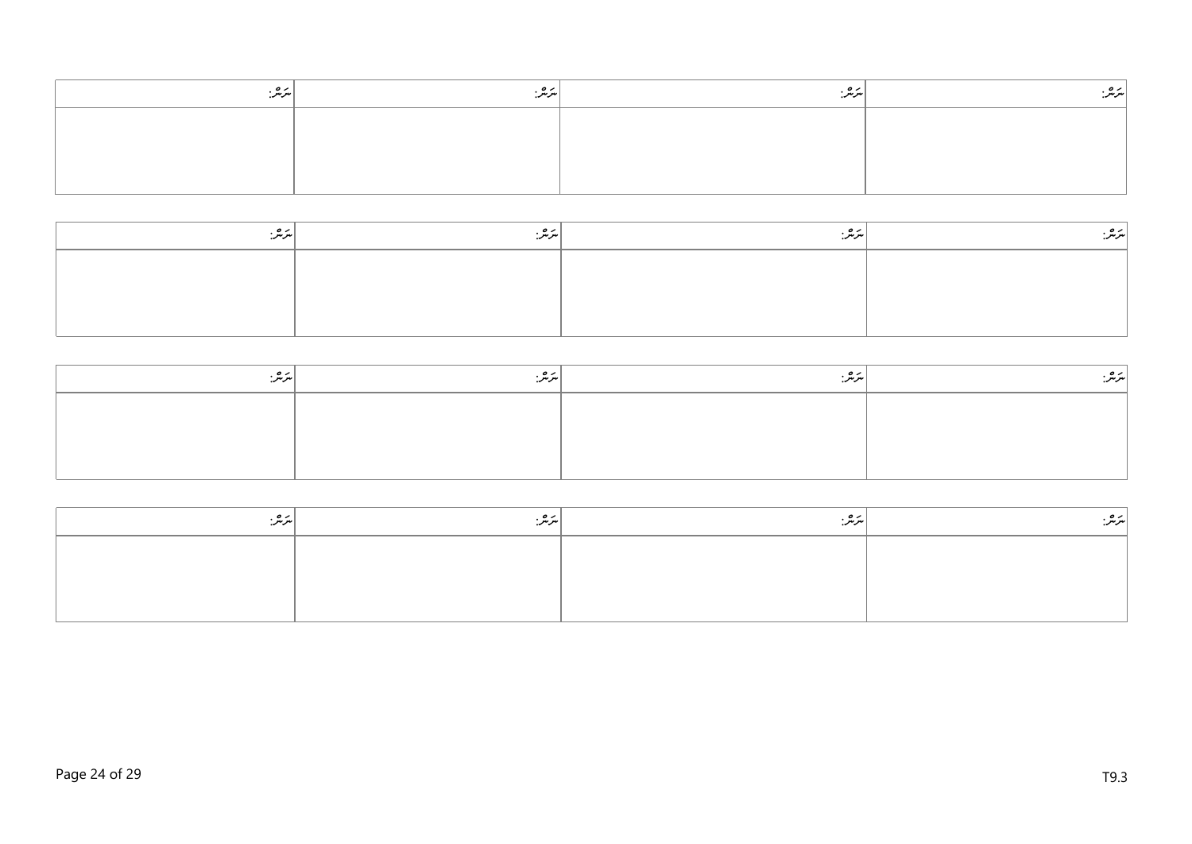| ނަަންބަރު: | ނަަންބަރު: | ނަަންބަރު: | ނަަންބަރު: |
|---|---|---|---|
| | | | |

| ނަަންބަރު: | ނަަންބަރު: | ނަަންބަރު: | ނަަންބަރު: |
|---|---|---|---|
| | | | |

| ނަަންބަރު: | ނަަންބަރު: | ނަަންބަރު: | ނަަންބަރު: |
|---|---|---|---|
| | | | |

| ނަަންބަރު: | ނަަންބަރު: | ނަަންބަރު: | ނަަންބަރު: |
|---|---|---|---|
| | | | |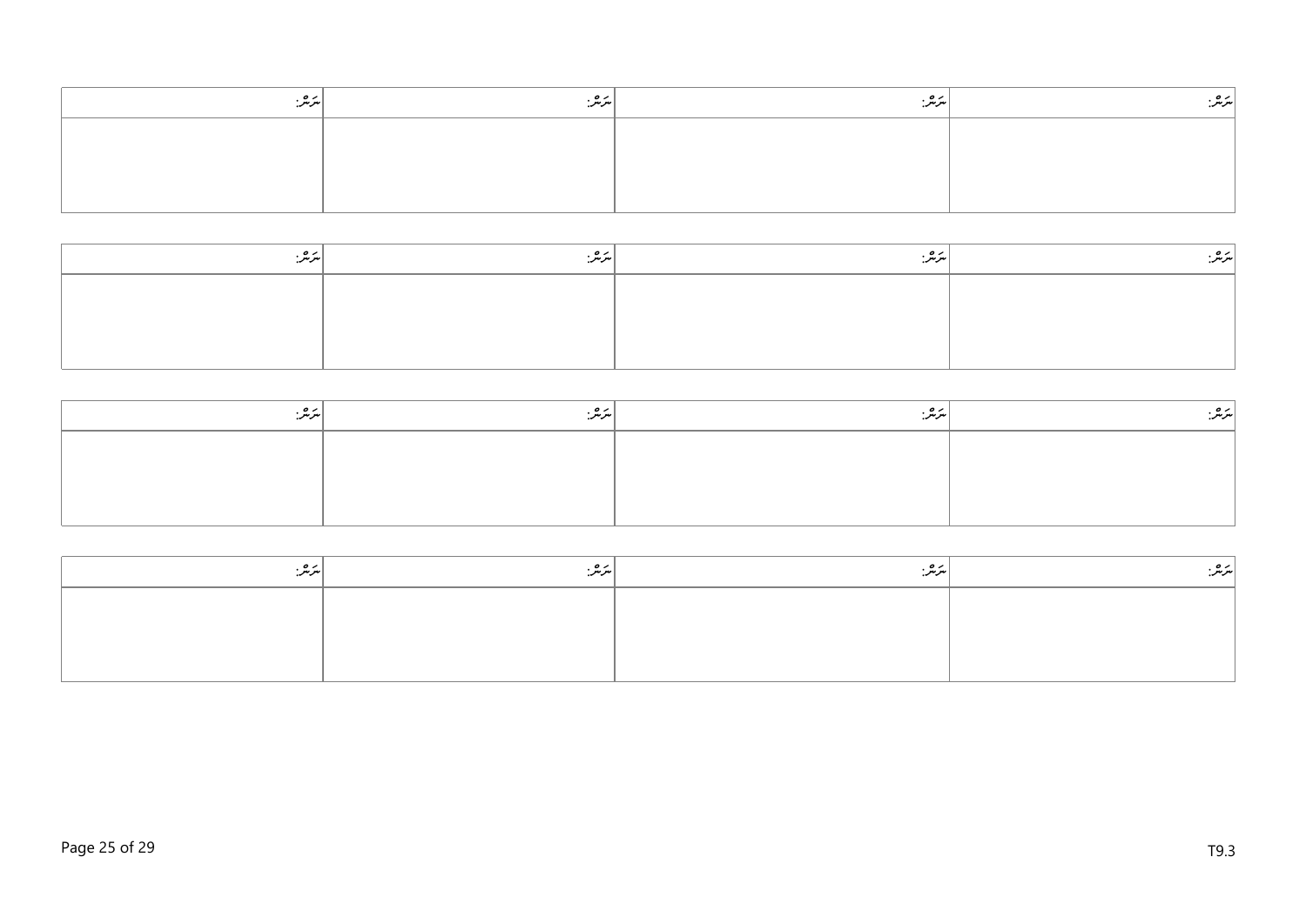| ނަންބަރު: | ނަންބަރު: | ނަންބަރު: | ނަންބަރު: |
| --- | --- | --- | --- |
| | | | |

| ނަންބަރު: | ނަންބަރު: | ނަންބަރު: | ނަންބަރު: |
| --- | --- | --- | --- |
| | | | |

| ނަންބަރު: | ނަންބަރު: | ނަންބަރު: | ނަންބަރު: |
| --- | --- | --- | --- |
| | | | |

| ނަންބަރު: | ނަންބަރު: | ނަންބަރު: | ނަންބަރު: |
| --- | --- | --- | --- |
| | | | |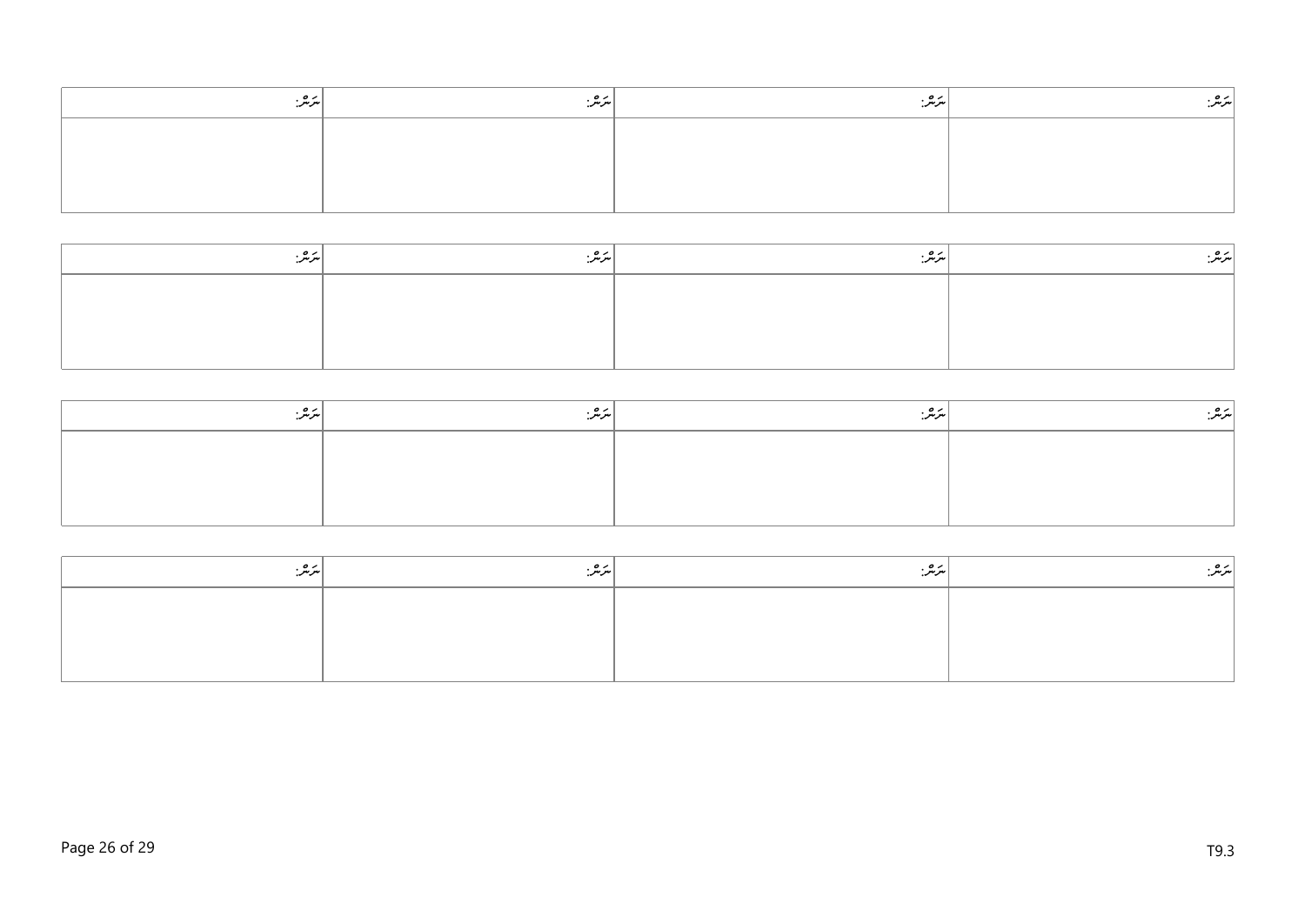| ނަރަތް: | ނަރަތް: | ނަރަތް: | ނަރަތް: |
| --- | --- | --- | --- |
| | | | |

| ނަރަތް: | ނަރަތް: | ނަރަތް: | ނަރަތް: |
| --- | --- | --- | --- |
| | | | |

| ނަރަތް: | ނަރަތް: | ނަރަތް: | ނަރަތް: |
| --- | --- | --- | --- |
| | | | |

| ނަރަތް: | ނަރަތް: | ނަރަތް: | ނަރަތް: |
| --- | --- | --- | --- |
| | | | |

T9.3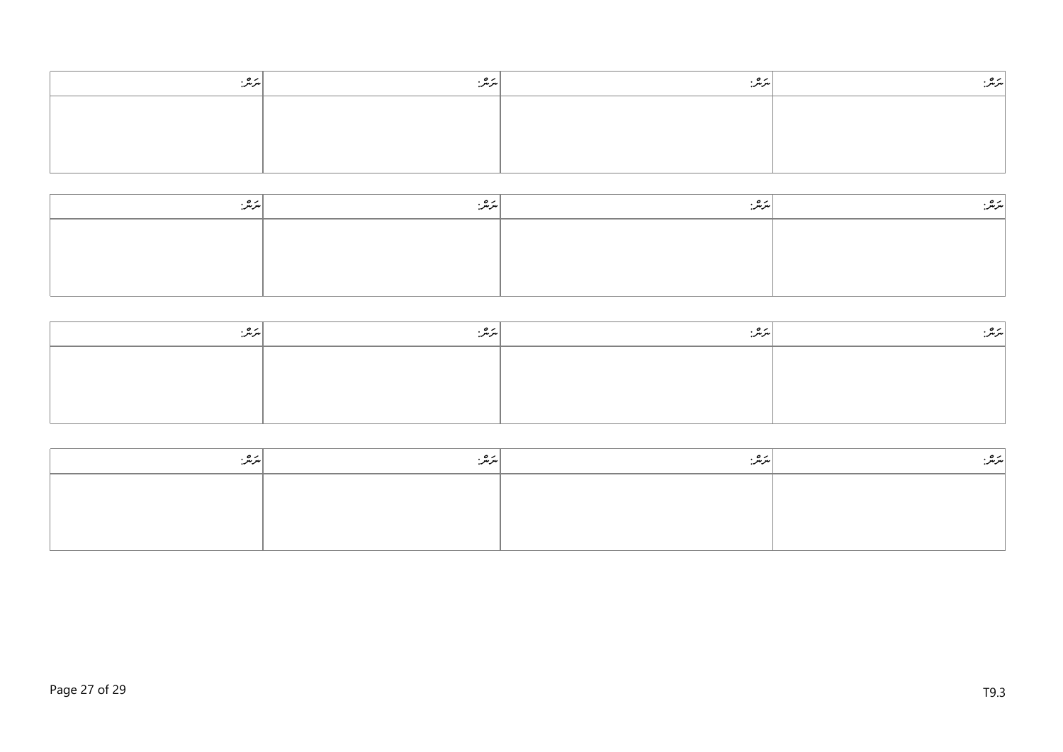| ނަރުދ: | ނަރުދ: | ނަރުދ: | ނަރުދ: |
|---|---|---|---|
| | | | |

| ނަރުދ: | ނަރުދ: | ނަރުދ: | ނަރުދ: |
|---|---|---|---|
| | | | |

| ނަރުދ: | ނަރުދ: | ނަރުދ: | ނަރުދ: |
|---|---|---|---|
| | | | |

| ނަރުދ: | ނަރުދ: | ނަރުދ: | ނަރުދ: |
|---|---|---|---|
| | | | |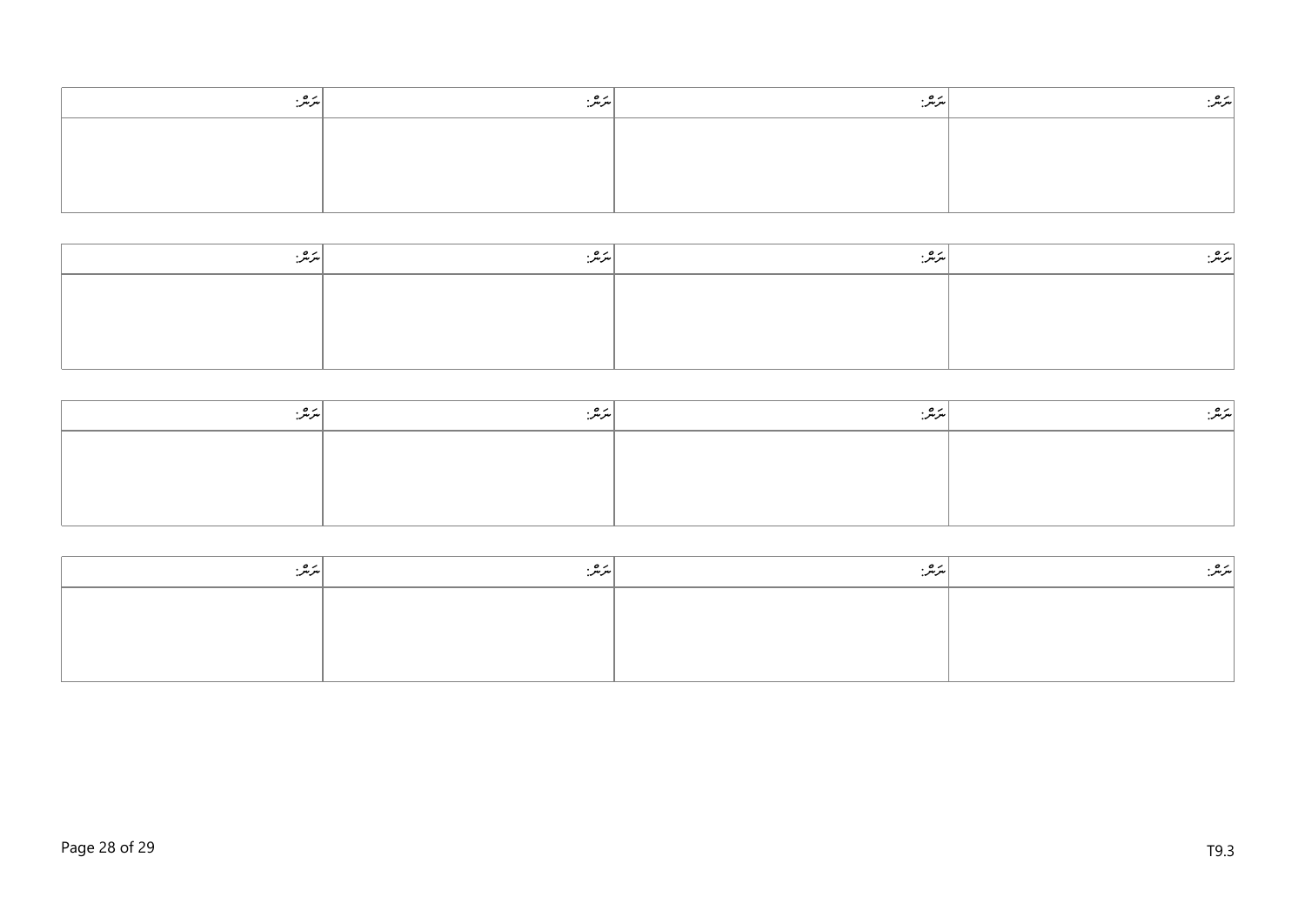| ނަރަދ: | ނަރަދ: | ނަރަދ: | ނަރަދ: |
| --- | --- | --- | --- |
| | | | |

| ނަރަދ: | ނަރަދ: | ނަރަދ: | ނަރަދ: |
| --- | --- | --- | --- |
| | | | |

| ނަރަދ: | ނަރަދ: | ނަރަދ: | ނަރަދ: |
| --- | --- | --- | --- |
| | | | |

| ނަރަދ: | ނަރަދ: | ނަރަދ: | ނަރަދ: |
| --- | --- | --- | --- |
| | | | |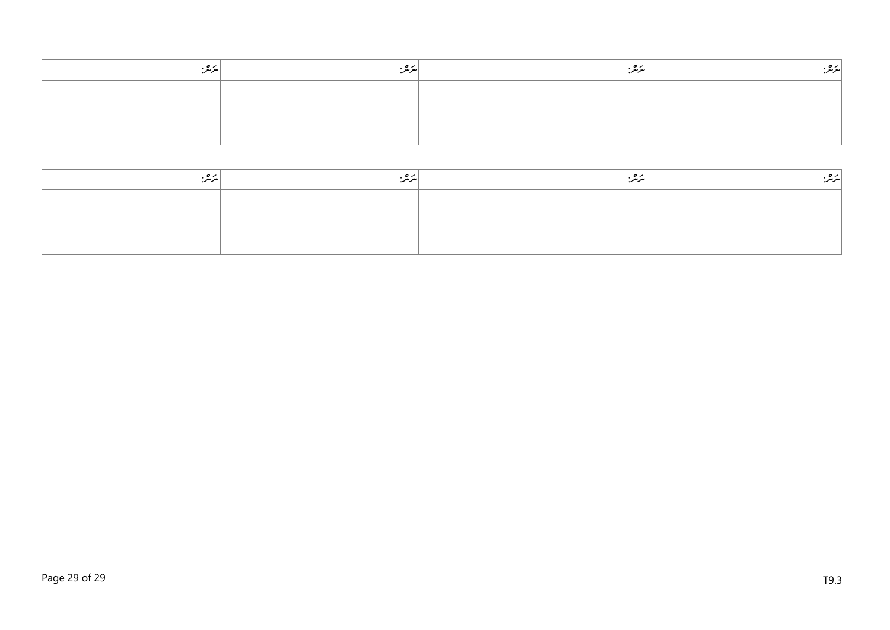| ނަންބަރު: | ނަންބަރު: | ނަންބަރު: | ނަންބަރު: |
| --- | --- | --- | --- |
| | | | |

| ނަންބަރު: | ނަންބަރު: | ނަންބަރު: | ނަންބަރު: |
| --- | --- | --- | --- |
| | | | |

T9.3